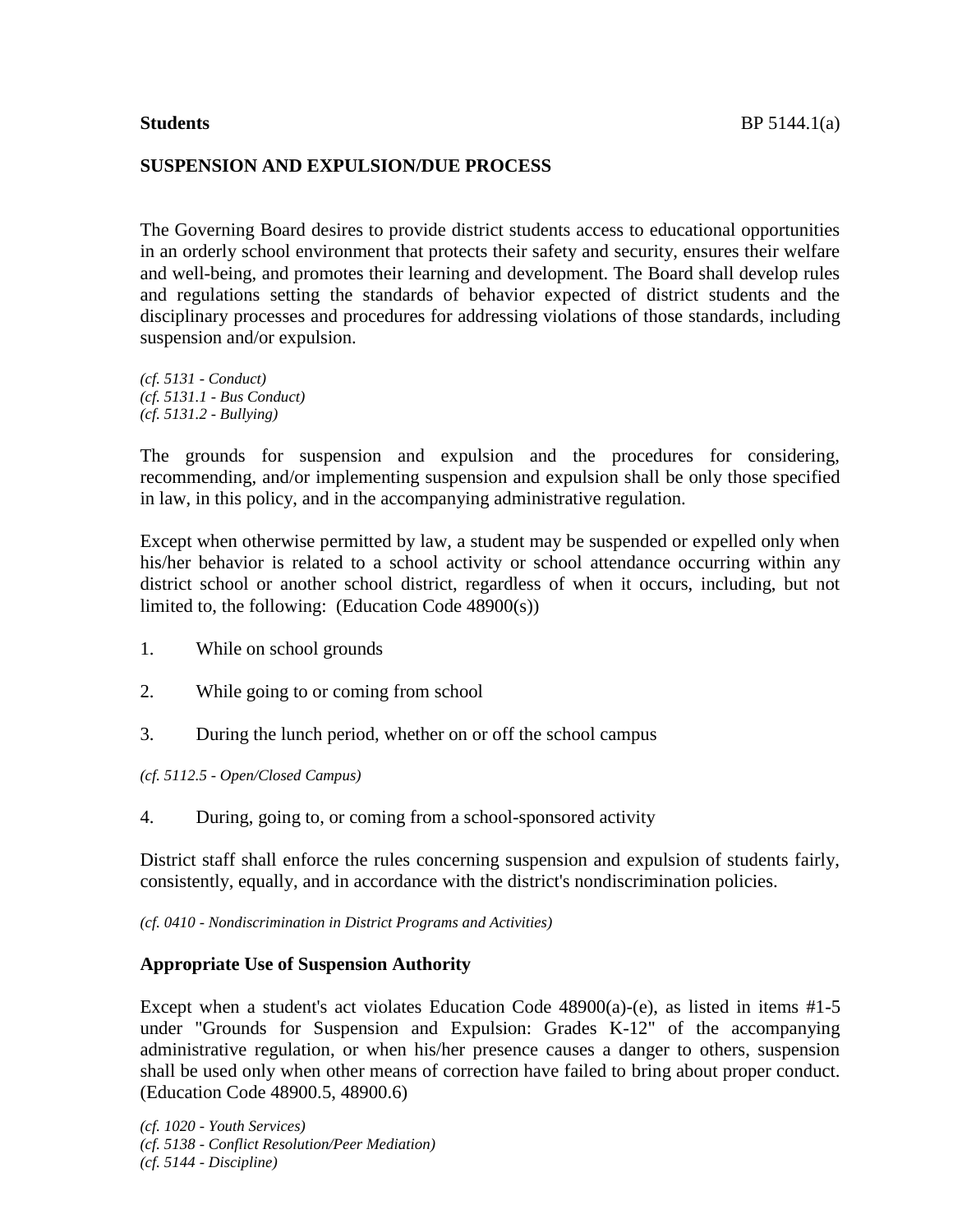**Students**

BP 5144.1(a)

## SUSPENSION AND EXPULSION/DUE PROCESS

The Governing Board desires to provide district students access to educational opportunities in an orderly school environment that protects their safety and security, ensures their welfare and well-being, and promotes their learning and development. The Board shall develop rules and regulations setting the standards of behavior expected of district students and the disciplinary processes and procedures for addressing violations of those standards, including suspension and/or expulsion.

*(cf. 5131 - Conduct)*
*(cf. 5131.1 - Bus Conduct)*
*(cf. 5131.2 - Bullying)*

The grounds for suspension and expulsion and the procedures for considering, recommending, and/or implementing suspension and expulsion shall be only those specified in law, in this policy, and in the accompanying administrative regulation.

Except when otherwise permitted by law, a student may be suspended or expelled only when his/her behavior is related to a school activity or school attendance occurring within any district school or another school district, regardless of when it occurs, including, but not limited to, the following: (Education Code 48900(s))

1. While on school grounds

2. While going to or coming from school

3. During the lunch period, whether on or off the school campus

*(cf. 5112.5 - Open/Closed Campus)*

4. During, going to, or coming from a school-sponsored activity

District staff shall enforce the rules concerning suspension and expulsion of students fairly, consistently, equally, and in accordance with the district's nondiscrimination policies.

*(cf. 0410 - Nondiscrimination in District Programs and Activities)*

### Appropriate Use of Suspension Authority

Except when a student's act violates Education Code 48900(a)-(e), as listed in items #1-5 under "Grounds for Suspension and Expulsion: Grades K-12" of the accompanying administrative regulation, or when his/her presence causes a danger to others, suspension shall be used only when other means of correction have failed to bring about proper conduct. (Education Code 48900.5, 48900.6)

*(cf. 1020 - Youth Services)*
*(cf. 5138 - Conflict Resolution/Peer Mediation)*
*(cf. 5144 - Discipline)*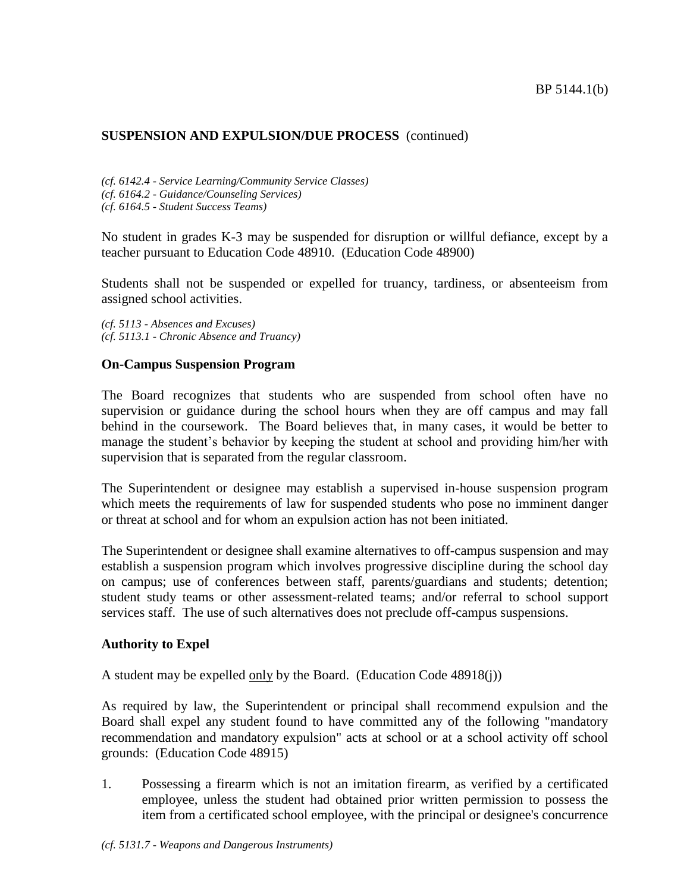## SUSPENSION AND EXPULSION/DUE PROCESS (continued)

*(cf. 6142.4 - Service Learning/Community Service Classes)*
*(cf. 6164.2 - Guidance/Counseling Services)*
*(cf. 6164.5 - Student Success Teams)*

No student in grades K-3 may be suspended for disruption or willful defiance, except by a teacher pursuant to Education Code 48910. (Education Code 48900)

Students shall not be suspended or expelled for truancy, tardiness, or absenteeism from assigned school activities.

*(cf. 5113 - Absences and Excuses)*
*(cf. 5113.1 - Chronic Absence and Truancy)*

### On-Campus Suspension Program

The Board recognizes that students who are suspended from school often have no supervision or guidance during the school hours when they are off campus and may fall behind in the coursework. The Board believes that, in many cases, it would be better to manage the student's behavior by keeping the student at school and providing him/her with supervision that is separated from the regular classroom.

The Superintendent or designee may establish a supervised in-house suspension program which meets the requirements of law for suspended students who pose no imminent danger or threat at school and for whom an expulsion action has not been initiated.

The Superintendent or designee shall examine alternatives to off-campus suspension and may establish a suspension program which involves progressive discipline during the school day on campus; use of conferences between staff, parents/guardians and students; detention; student study teams or other assessment-related teams; and/or referral to school support services staff. The use of such alternatives does not preclude off-campus suspensions.

### Authority to Expel

A student may be expelled <u>only</u> by the Board. (Education Code 48918(j))

As required by law, the Superintendent or principal shall recommend expulsion and the Board shall expel any student found to have committed any of the following "mandatory recommendation and mandatory expulsion" acts at school or at a school activity off school grounds: (Education Code 48915)

1. Possessing a firearm which is not an imitation firearm, as verified by a certificated employee, unless the student had obtained prior written permission to possess the item from a certificated school employee, with the principal or designee's concurrence

*(cf. 5131.7 - Weapons and Dangerous Instruments)*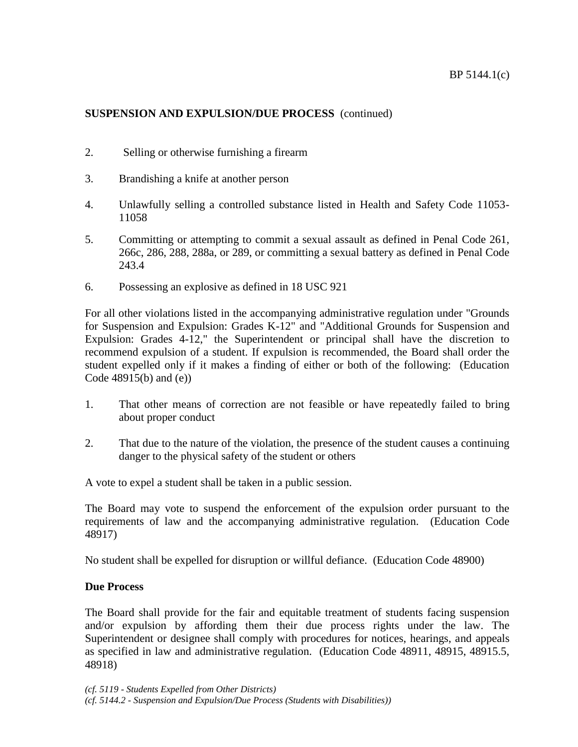**SUSPENSION AND EXPULSION/DUE PROCESS** (continued)

2. Selling or otherwise furnishing a firearm

3. Brandishing a knife at another person

4. Unlawfully selling a controlled substance listed in Health and Safety Code 11053-11058

5. Committing or attempting to commit a sexual assault as defined in Penal Code 261, 266c, 286, 288, 288a, or 289, or committing a sexual battery as defined in Penal Code 243.4

6. Possessing an explosive as defined in 18 USC 921

For all other violations listed in the accompanying administrative regulation under "Grounds for Suspension and Expulsion: Grades K-12" and "Additional Grounds for Suspension and Expulsion: Grades 4-12," the Superintendent or principal shall have the discretion to recommend expulsion of a student. If expulsion is recommended, the Board shall order the student expelled only if it makes a finding of either or both of the following: (Education Code 48915(b) and (e))

1. That other means of correction are not feasible or have repeatedly failed to bring about proper conduct

2. That due to the nature of the violation, the presence of the student causes a continuing danger to the physical safety of the student or others

A vote to expel a student shall be taken in a public session.

The Board may vote to suspend the enforcement of the expulsion order pursuant to the requirements of law and the accompanying administrative regulation. (Education Code 48917)

No student shall be expelled for disruption or willful defiance. (Education Code 48900)

**Due Process**

The Board shall provide for the fair and equitable treatment of students facing suspension and/or expulsion by affording them their due process rights under the law. The Superintendent or designee shall comply with procedures for notices, hearings, and appeals as specified in law and administrative regulation. (Education Code 48911, 48915, 48915.5, 48918)

*(cf. 5119 - Students Expelled from Other Districts)*
*(cf. 5144.2 - Suspension and Expulsion/Due Process (Students with Disabilities))*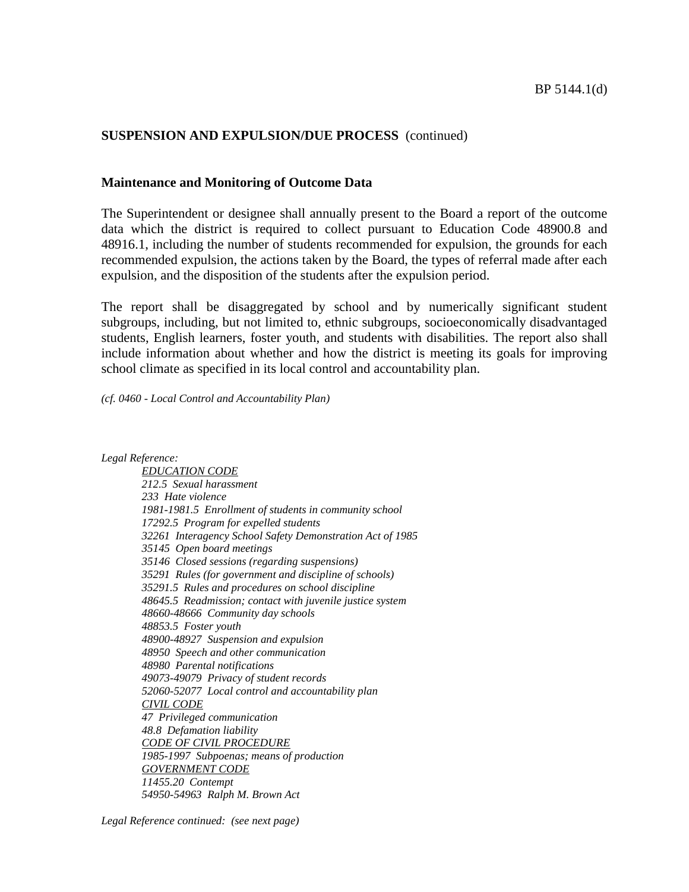**SUSPENSION AND EXPULSION/DUE PROCESS** (continued)

**Maintenance and Monitoring of Outcome Data**

The Superintendent or designee shall annually present to the Board a report of the outcome data which the district is required to collect pursuant to Education Code 48900.8 and 48916.1, including the number of students recommended for expulsion, the grounds for each recommended expulsion, the actions taken by the Board, the types of referral made after each expulsion, and the disposition of the students after the expulsion period.

The report shall be disaggregated by school and by numerically significant student subgroups, including, but not limited to, ethnic subgroups, socioeconomically disadvantaged students, English learners, foster youth, and students with disabilities. The report also shall include information about whether and how the district is meeting its goals for improving school climate as specified in its local control and accountability plan.

*(cf. 0460 - Local Control and Accountability Plan)*

*Legal Reference:*

*EDUCATION CODE*
*212.5 Sexual harassment*
*233 Hate violence*
*1981-1981.5 Enrollment of students in community school*
*17292.5 Program for expelled students*
*32261 Interagency School Safety Demonstration Act of 1985*
*35145 Open board meetings*
*35146 Closed sessions (regarding suspensions)*
*35291 Rules (for government and discipline of schools)*
*35291.5 Rules and procedures on school discipline*
*48645.5 Readmission; contact with juvenile justice system*
*48660-48666 Community day schools*
*48853.5 Foster youth*
*48900-48927 Suspension and expulsion*
*48950 Speech and other communication*
*48980 Parental notifications*
*49073-49079 Privacy of student records*
*52060-52077 Local control and accountability plan*
*CIVIL CODE*
*47 Privileged communication*
*48.8 Defamation liability*
*CODE OF CIVIL PROCEDURE*
*1985-1997 Subpoenas; means of production*
*GOVERNMENT CODE*
*11455.20 Contempt*
*54950-54963 Ralph M. Brown Act*

*Legal Reference continued: (see next page)*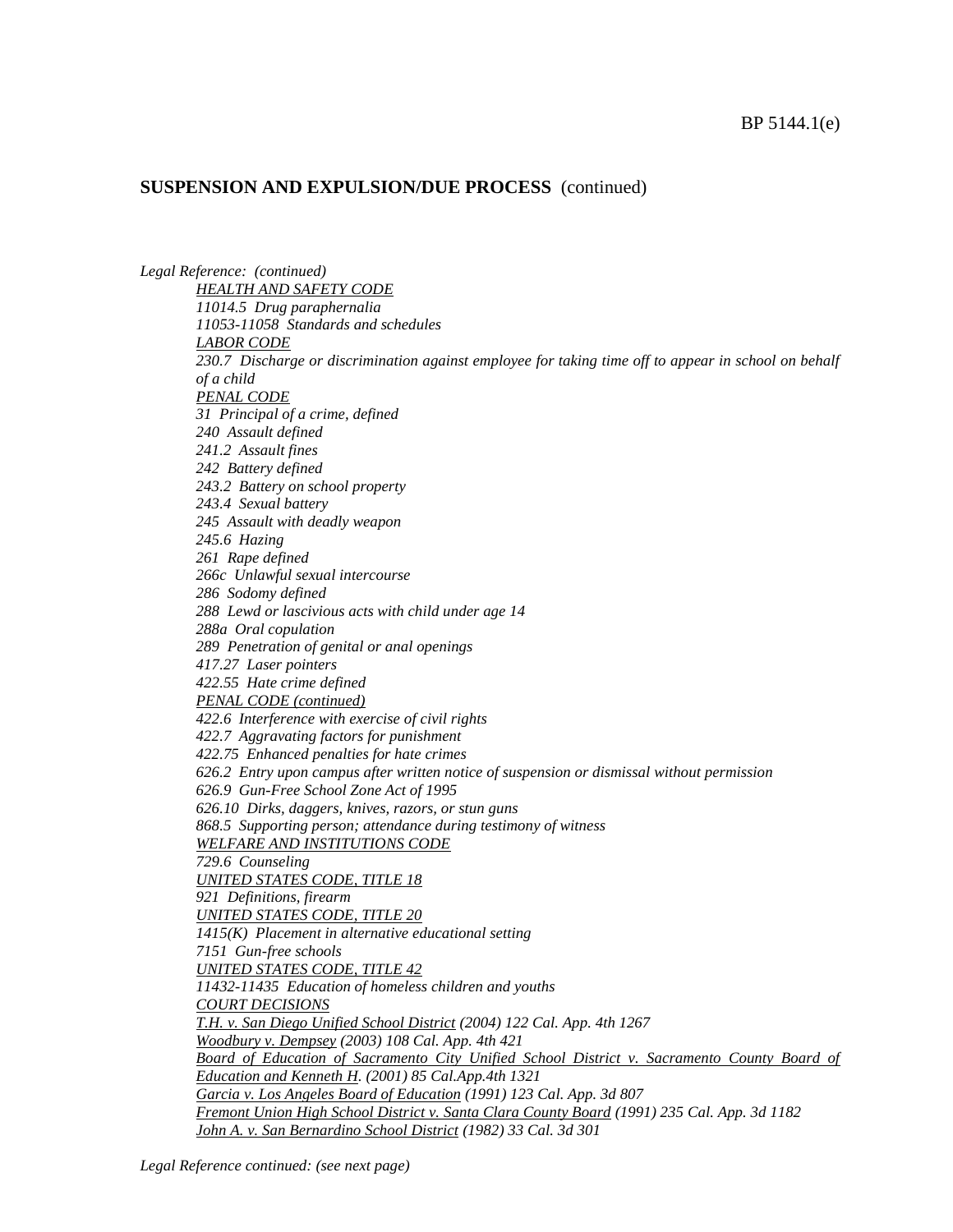## SUSPENSION AND EXPULSION/DUE PROCESS (continued)

*Legal Reference: (continued)*

*HEALTH AND SAFETY CODE*
*11014.5 Drug paraphernalia*
*11053-11058 Standards and schedules*
*LABOR CODE*
*230.7 Discharge or discrimination against employee for taking time off to appear in school on behalf of a child*
*PENAL CODE*
*31 Principal of a crime, defined*
*240 Assault defined*
*241.2 Assault fines*
*242 Battery defined*
*243.2 Battery on school property*
*243.4 Sexual battery*
*245 Assault with deadly weapon*
*245.6 Hazing*
*261 Rape defined*
*266c Unlawful sexual intercourse*
*286 Sodomy defined*
*288 Lewd or lascivious acts with child under age 14*
*288a Oral copulation*
*289 Penetration of genital or anal openings*
*417.27 Laser pointers*
*422.55 Hate crime defined*
*PENAL CODE (continued)*
*422.6 Interference with exercise of civil rights*
*422.7 Aggravating factors for punishment*
*422.75 Enhanced penalties for hate crimes*
*626.2 Entry upon campus after written notice of suspension or dismissal without permission*
*626.9 Gun-Free School Zone Act of 1995*
*626.10 Dirks, daggers, knives, razors, or stun guns*
*868.5 Supporting person; attendance during testimony of witness*
*WELFARE AND INSTITUTIONS CODE*
*729.6 Counseling*
*UNITED STATES CODE, TITLE 18*
*921 Definitions, firearm*
*UNITED STATES CODE, TITLE 20*
*1415(K) Placement in alternative educational setting*
*7151 Gun-free schools*
*UNITED STATES CODE, TITLE 42*
*11432-11435 Education of homeless children and youths*
*COURT DECISIONS*
*T.H. v. San Diego Unified School District (2004) 122 Cal. App. 4th 1267*
*Woodbury v. Dempsey (2003) 108 Cal. App. 4th 421*
*Board of Education of Sacramento City Unified School District v. Sacramento County Board of Education and Kenneth H. (2001) 85 Cal.App.4th 1321*
*Garcia v. Los Angeles Board of Education (1991) 123 Cal. App. 3d 807*
*Fremont Union High School District v. Santa Clara County Board (1991) 235 Cal. App. 3d 1182*
*John A. v. San Bernardino School District (1982) 33 Cal. 3d 301*

*Legal Reference continued: (see next page)*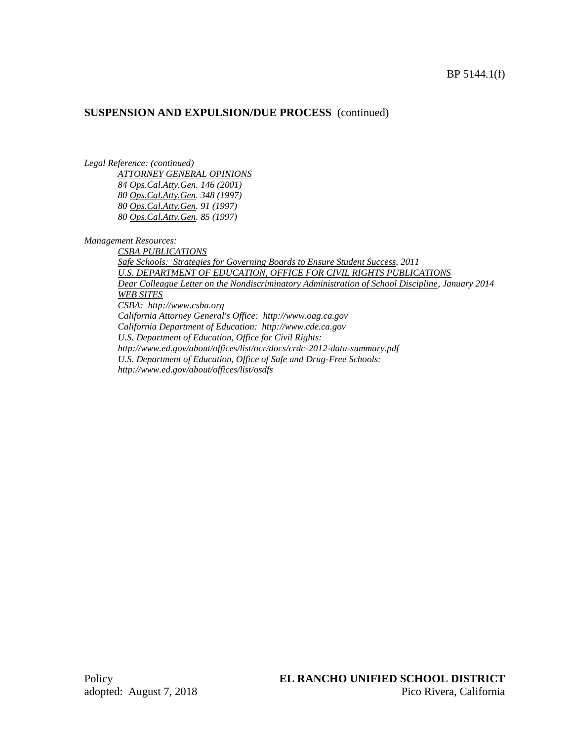## SUSPENSION AND EXPULSION/DUE PROCESS (continued)

*Legal Reference: (continued)*

*ATTORNEY GENERAL OPINIONS*
*84 Ops.Cal.Atty.Gen. 146 (2001)*
*80 Ops.Cal.Atty.Gen. 348 (1997)*
*80 Ops.Cal.Atty.Gen. 91 (1997)*
*80 Ops.Cal.Atty.Gen. 85 (1997)*

*Management Resources:*

*CSBA PUBLICATIONS*
*Safe Schools: Strategies for Governing Boards to Ensure Student Success, 2011*
*U.S. DEPARTMENT OF EDUCATION, OFFICE FOR CIVIL RIGHTS PUBLICATIONS*
*Dear Colleague Letter on the Nondiscriminatory Administration of School Discipline, January 2014*
*WEB SITES*
*CSBA: http://www.csba.org*
*California Attorney General's Office: http://www.oag.ca.gov*
*California Department of Education: http://www.cde.ca.gov*
*U.S. Department of Education, Office for Civil Rights:*
*http://www.ed.gov/about/offices/list/ocr/docs/crdc-2012-data-summary.pdf*
*U.S. Department of Education, Office of Safe and Drug-Free Schools:*
*http://www.ed.gov/about/offices/list/osdfs*

Policy
adopted: August 7, 2018

**EL RANCHO UNIFIED SCHOOL DISTRICT**
Pico Rivera, California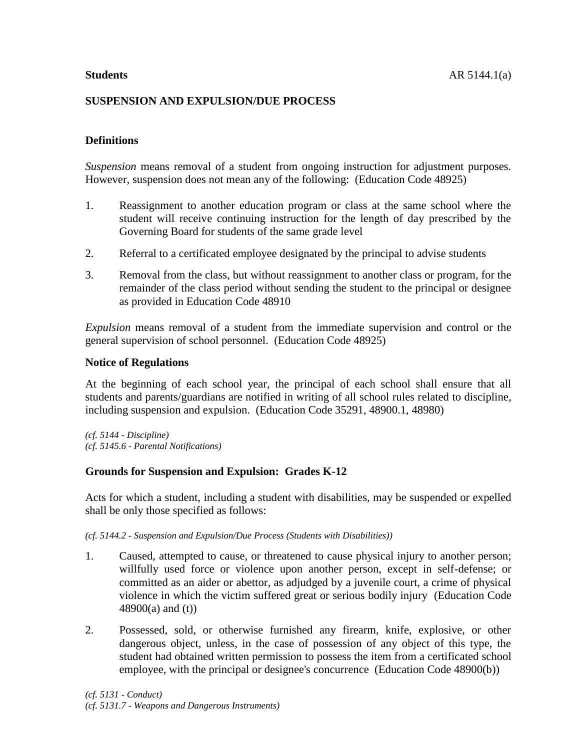**Students** AR 5144.1(a)

## SUSPENSION AND EXPULSION/DUE PROCESS

### Definitions

*Suspension* means removal of a student from ongoing instruction for adjustment purposes. However, suspension does not mean any of the following: (Education Code 48925)

1. Reassignment to another education program or class at the same school where the student will receive continuing instruction for the length of day prescribed by the Governing Board for students of the same grade level

2. Referral to a certificated employee designated by the principal to advise students

3. Removal from the class, but without reassignment to another class or program, for the remainder of the class period without sending the student to the principal or designee as provided in Education Code 48910

*Expulsion* means removal of a student from the immediate supervision and control or the general supervision of school personnel. (Education Code 48925)

### Notice of Regulations

At the beginning of each school year, the principal of each school shall ensure that all students and parents/guardians are notified in writing of all school rules related to discipline, including suspension and expulsion. (Education Code 35291, 48900.1, 48980)

*(cf. 5144 - Discipline)*
*(cf. 5145.6 - Parental Notifications)*

### Grounds for Suspension and Expulsion: Grades K-12

Acts for which a student, including a student with disabilities, may be suspended or expelled shall be only those specified as follows:

*(cf. 5144.2 - Suspension and Expulsion/Due Process (Students with Disabilities))*

1. Caused, attempted to cause, or threatened to cause physical injury to another person; willfully used force or violence upon another person, except in self-defense; or committed as an aider or abettor, as adjudged by a juvenile court, a crime of physical violence in which the victim suffered great or serious bodily injury (Education Code 48900(a) and (t))

2. Possessed, sold, or otherwise furnished any firearm, knife, explosive, or other dangerous object, unless, in the case of possession of any object of this type, the student had obtained written permission to possess the item from a certificated school employee, with the principal or designee's concurrence (Education Code 48900(b))

*(cf. 5131 - Conduct)*
*(cf. 5131.7 - Weapons and Dangerous Instruments)*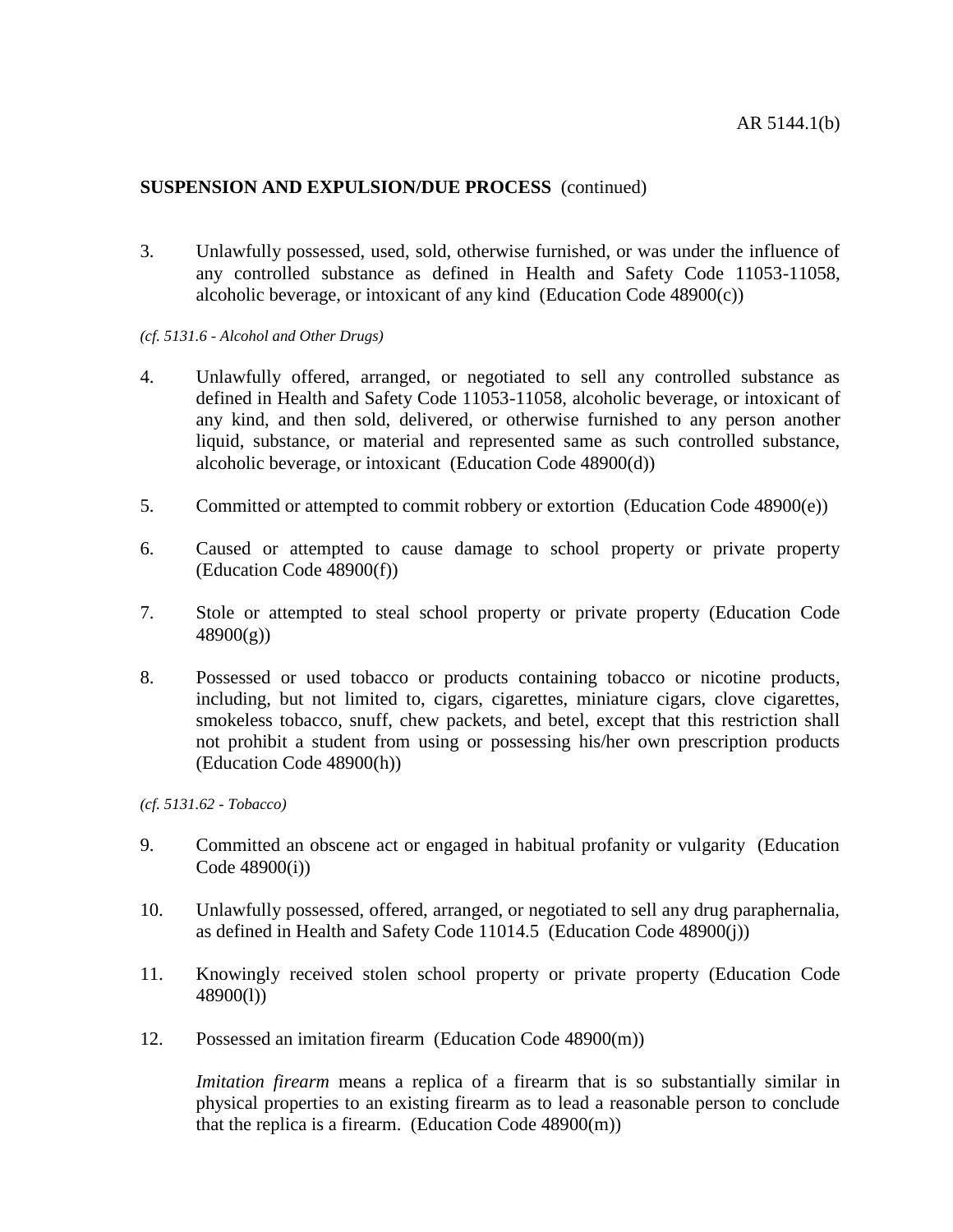**SUSPENSION AND EXPULSION/DUE PROCESS** (continued)

3. Unlawfully possessed, used, sold, otherwise furnished, or was under the influence of any controlled substance as defined in Health and Safety Code 11053-11058, alcoholic beverage, or intoxicant of any kind (Education Code 48900(c))

*(cf. 5131.6 - Alcohol and Other Drugs)*

4. Unlawfully offered, arranged, or negotiated to sell any controlled substance as defined in Health and Safety Code 11053-11058, alcoholic beverage, or intoxicant of any kind, and then sold, delivered, or otherwise furnished to any person another liquid, substance, or material and represented same as such controlled substance, alcoholic beverage, or intoxicant (Education Code 48900(d))

5. Committed or attempted to commit robbery or extortion (Education Code 48900(e))

6. Caused or attempted to cause damage to school property or private property (Education Code 48900(f))

7. Stole or attempted to steal school property or private property (Education Code 48900(g))

8. Possessed or used tobacco or products containing tobacco or nicotine products, including, but not limited to, cigars, cigarettes, miniature cigars, clove cigarettes, smokeless tobacco, snuff, chew packets, and betel, except that this restriction shall not prohibit a student from using or possessing his/her own prescription products (Education Code 48900(h))

*(cf. 5131.62 - Tobacco)*

9. Committed an obscene act or engaged in habitual profanity or vulgarity (Education Code 48900(i))

10. Unlawfully possessed, offered, arranged, or negotiated to sell any drug paraphernalia, as defined in Health and Safety Code 11014.5 (Education Code 48900(j))

11. Knowingly received stolen school property or private property (Education Code 48900(l))

12. Possessed an imitation firearm (Education Code 48900(m))

    *Imitation firearm* means a replica of a firearm that is so substantially similar in physical properties to an existing firearm as to lead a reasonable person to conclude that the replica is a firearm. (Education Code 48900(m))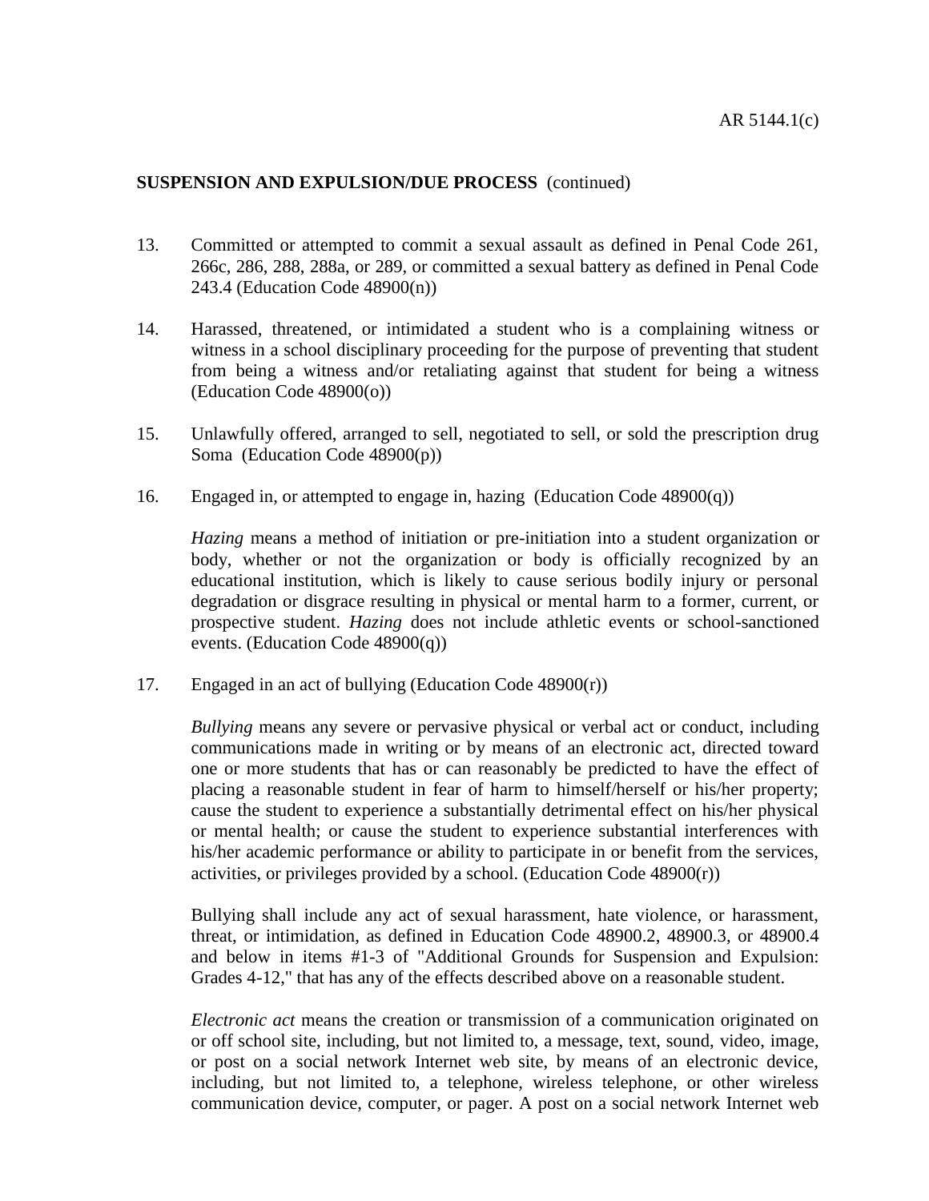**SUSPENSION AND EXPULSION/DUE PROCESS** (continued)

13. Committed or attempted to commit a sexual assault as defined in Penal Code 261, 266c, 286, 288, 288a, or 289, or committed a sexual battery as defined in Penal Code 243.4 (Education Code 48900(n))

14. Harassed, threatened, or intimidated a student who is a complaining witness or witness in a school disciplinary proceeding for the purpose of preventing that student from being a witness and/or retaliating against that student for being a witness (Education Code 48900(o))

15. Unlawfully offered, arranged to sell, negotiated to sell, or sold the prescription drug Soma (Education Code 48900(p))

16. Engaged in, or attempted to engage in, hazing (Education Code 48900(q))

    *Hazing* means a method of initiation or pre-initiation into a student organization or body, whether or not the organization or body is officially recognized by an educational institution, which is likely to cause serious bodily injury or personal degradation or disgrace resulting in physical or mental harm to a former, current, or prospective student. *Hazing* does not include athletic events or school-sanctioned events. (Education Code 48900(q))

17. Engaged in an act of bullying (Education Code 48900(r))

    *Bullying* means any severe or pervasive physical or verbal act or conduct, including communications made in writing or by means of an electronic act, directed toward one or more students that has or can reasonably be predicted to have the effect of placing a reasonable student in fear of harm to himself/herself or his/her property; cause the student to experience a substantially detrimental effect on his/her physical or mental health; or cause the student to experience substantial interferences with his/her academic performance or ability to participate in or benefit from the services, activities, or privileges provided by a school. (Education Code 48900(r))

    Bullying shall include any act of sexual harassment, hate violence, or harassment, threat, or intimidation, as defined in Education Code 48900.2, 48900.3, or 48900.4 and below in items #1-3 of "Additional Grounds for Suspension and Expulsion: Grades 4-12," that has any of the effects described above on a reasonable student.

    *Electronic act* means the creation or transmission of a communication originated on or off school site, including, but not limited to, a message, text, sound, video, image, or post on a social network Internet web site, by means of an electronic device, including, but not limited to, a telephone, wireless telephone, or other wireless communication device, computer, or pager. A post on a social network Internet web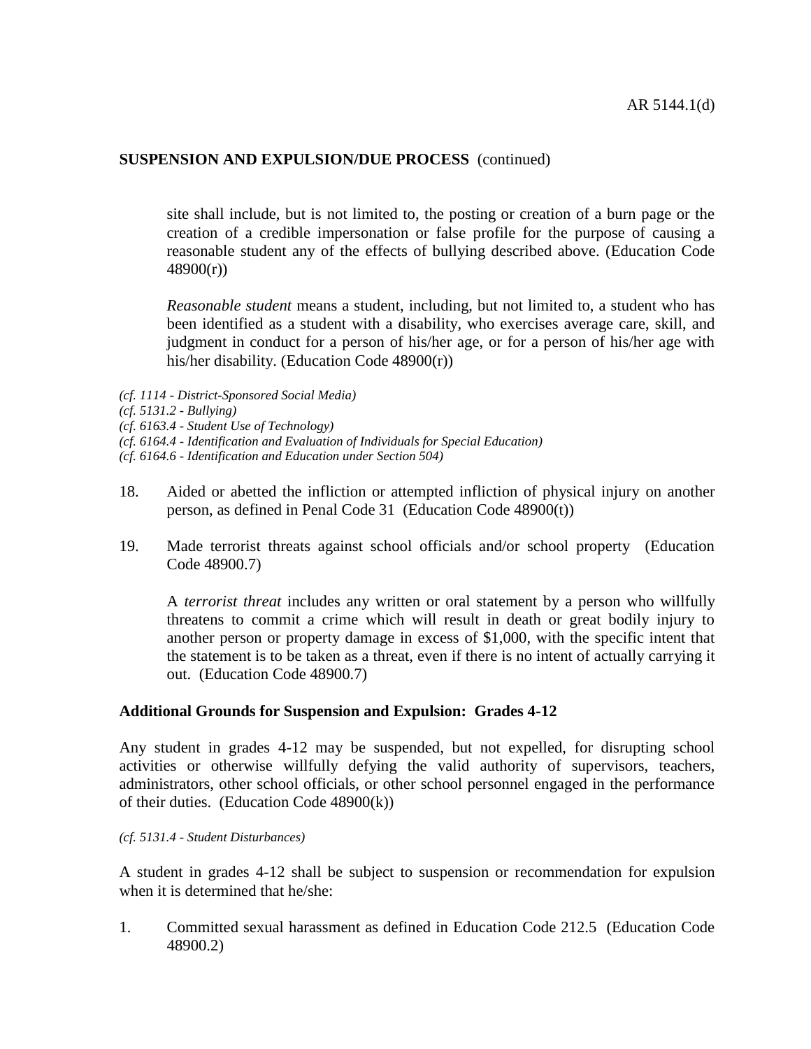site shall include, but is not limited to, the posting or creation of a burn page or the creation of a credible impersonation or false profile for the purpose of causing a reasonable student any of the effects of bullying described above. (Education Code 48900(r))

*Reasonable student* means a student, including, but not limited to, a student who has been identified as a student with a disability, who exercises average care, skill, and judgment in conduct for a person of his/her age, or for a person of his/her age with his/her disability. (Education Code 48900(r))

*(cf. 1114 - District-Sponsored Social Media)*
*(cf. 5131.2 - Bullying)*
*(cf. 6163.4 - Student Use of Technology)*
*(cf. 6164.4 - Identification and Evaluation of Individuals for Special Education)*
*(cf. 6164.6 - Identification and Education under Section 504)*

18. Aided or abetted the infliction or attempted infliction of physical injury on another person, as defined in Penal Code 31 (Education Code 48900(t))

19. Made terrorist threats against school officials and/or school property (Education Code 48900.7)

    A *terrorist threat* includes any written or oral statement by a person who willfully threatens to commit a crime which will result in death or great bodily injury to another person or property damage in excess of $1,000, with the specific intent that the statement is to be taken as a threat, even if there is no intent of actually carrying it out. (Education Code 48900.7)

**Additional Grounds for Suspension and Expulsion: Grades 4-12**

Any student in grades 4-12 may be suspended, but not expelled, for disrupting school activities or otherwise willfully defying the valid authority of supervisors, teachers, administrators, other school officials, or other school personnel engaged in the performance of their duties. (Education Code 48900(k))

*(cf. 5131.4 - Student Disturbances)*

A student in grades 4-12 shall be subject to suspension or recommendation for expulsion when it is determined that he/she:

1. Committed sexual harassment as defined in Education Code 212.5 (Education Code 48900.2)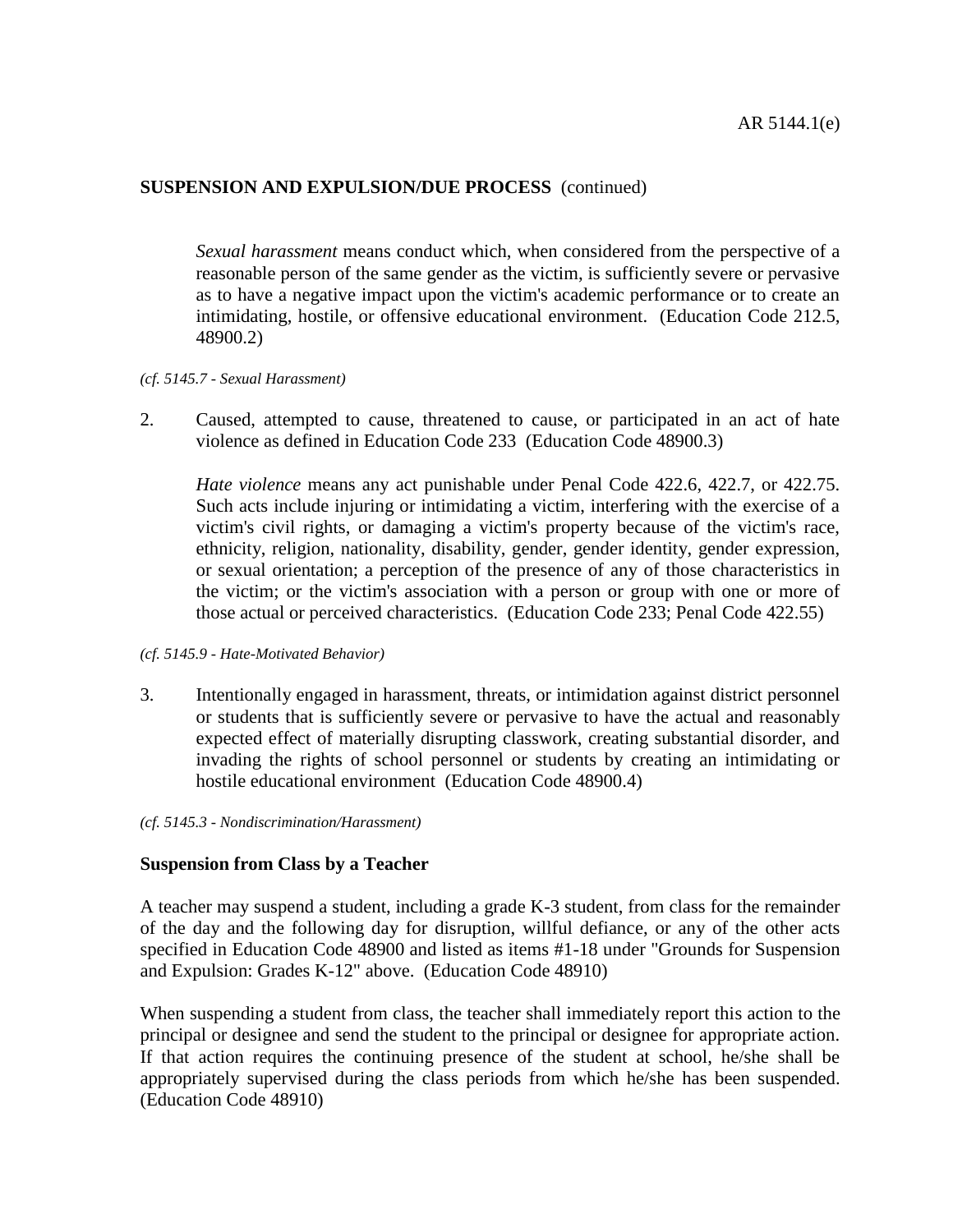*Sexual harassment* means conduct which, when considered from the perspective of a reasonable person of the same gender as the victim, is sufficiently severe or pervasive as to have a negative impact upon the victim's academic performance or to create an intimidating, hostile, or offensive educational environment. (Education Code 212.5, 48900.2)

*(cf. 5145.7 - Sexual Harassment)*

2. Caused, attempted to cause, threatened to cause, or participated in an act of hate violence as defined in Education Code 233 (Education Code 48900.3)

   *Hate violence* means any act punishable under Penal Code 422.6, 422.7, or 422.75. Such acts include injuring or intimidating a victim, interfering with the exercise of a victim's civil rights, or damaging a victim's property because of the victim's race, ethnicity, religion, nationality, disability, gender, gender identity, gender expression, or sexual orientation; a perception of the presence of any of those characteristics in the victim; or the victim's association with a person or group with one or more of those actual or perceived characteristics. (Education Code 233; Penal Code 422.55)

*(cf. 5145.9 - Hate-Motivated Behavior)*

3. Intentionally engaged in harassment, threats, or intimidation against district personnel or students that is sufficiently severe or pervasive to have the actual and reasonably expected effect of materially disrupting classwork, creating substantial disorder, and invading the rights of school personnel or students by creating an intimidating or hostile educational environment (Education Code 48900.4)

*(cf. 5145.3 - Nondiscrimination/Harassment)*

## Suspension from Class by a Teacher

A teacher may suspend a student, including a grade K-3 student, from class for the remainder of the day and the following day for disruption, willful defiance, or any of the other acts specified in Education Code 48900 and listed as items #1-18 under "Grounds for Suspension and Expulsion: Grades K-12" above. (Education Code 48910)

When suspending a student from class, the teacher shall immediately report this action to the principal or designee and send the student to the principal or designee for appropriate action. If that action requires the continuing presence of the student at school, he/she shall be appropriately supervised during the class periods from which he/she has been suspended. (Education Code 48910)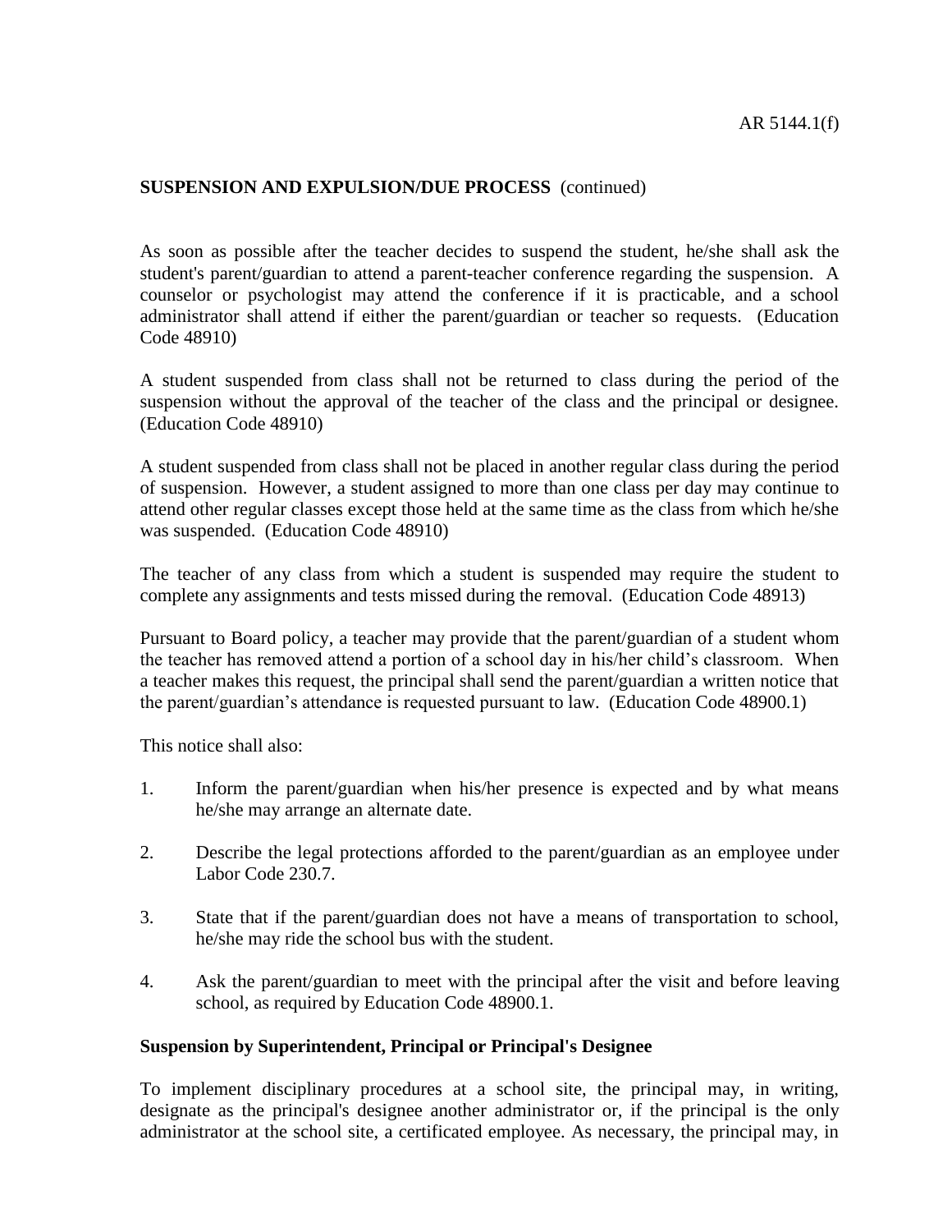**SUSPENSION AND EXPULSION/DUE PROCESS** (continued)

As soon as possible after the teacher decides to suspend the student, he/she shall ask the student's parent/guardian to attend a parent-teacher conference regarding the suspension. A counselor or psychologist may attend the conference if it is practicable, and a school administrator shall attend if either the parent/guardian or teacher so requests. (Education Code 48910)

A student suspended from class shall not be returned to class during the period of the suspension without the approval of the teacher of the class and the principal or designee. (Education Code 48910)

A student suspended from class shall not be placed in another regular class during the period of suspension. However, a student assigned to more than one class per day may continue to attend other regular classes except those held at the same time as the class from which he/she was suspended. (Education Code 48910)

The teacher of any class from which a student is suspended may require the student to complete any assignments and tests missed during the removal. (Education Code 48913)

Pursuant to Board policy, a teacher may provide that the parent/guardian of a student whom the teacher has removed attend a portion of a school day in his/her child's classroom. When a teacher makes this request, the principal shall send the parent/guardian a written notice that the parent/guardian's attendance is requested pursuant to law. (Education Code 48900.1)

This notice shall also:

1. Inform the parent/guardian when his/her presence is expected and by what means he/she may arrange an alternate date.
2. Describe the legal protections afforded to the parent/guardian as an employee under Labor Code 230.7.
3. State that if the parent/guardian does not have a means of transportation to school, he/she may ride the school bus with the student.
4. Ask the parent/guardian to meet with the principal after the visit and before leaving school, as required by Education Code 48900.1.

**Suspension by Superintendent, Principal or Principal's Designee**

To implement disciplinary procedures at a school site, the principal may, in writing, designate as the principal's designee another administrator or, if the principal is the only administrator at the school site, a certificated employee. As necessary, the principal may, in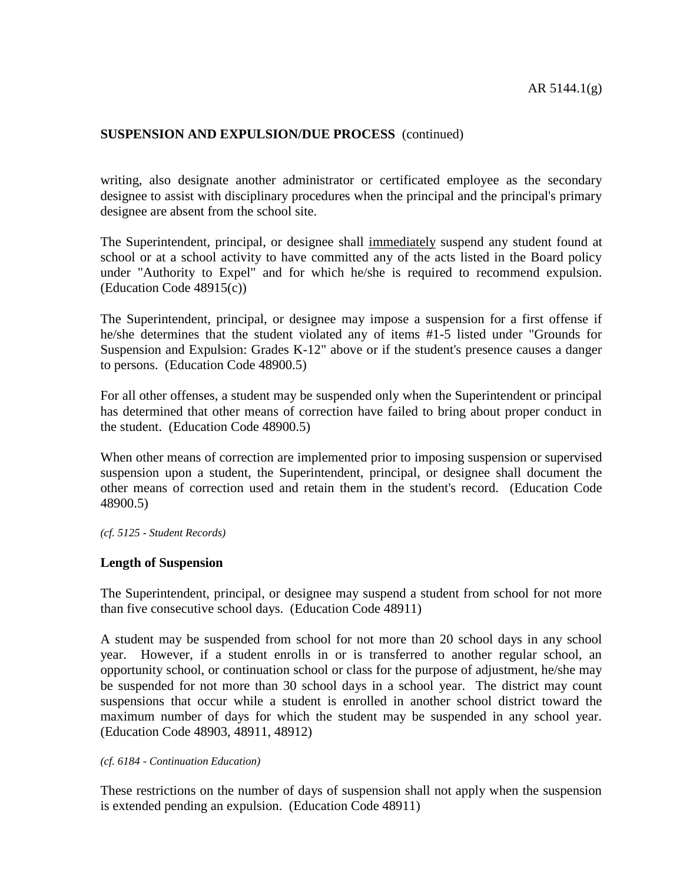writing, also designate another administrator or certificated employee as the secondary designee to assist with disciplinary procedures when the principal and the principal's primary designee are absent from the school site.

The Superintendent, principal, or designee shall <u>immediately</u> suspend any student found at school or at a school activity to have committed any of the acts listed in the Board policy under "Authority to Expel" and for which he/she is required to recommend expulsion. (Education Code 48915(c))

The Superintendent, principal, or designee may impose a suspension for a first offense if he/she determines that the student violated any of items #1-5 listed under "Grounds for Suspension and Expulsion: Grades K-12" above or if the student's presence causes a danger to persons. (Education Code 48900.5)

For all other offenses, a student may be suspended only when the Superintendent or principal has determined that other means of correction have failed to bring about proper conduct in the student. (Education Code 48900.5)

When other means of correction are implemented prior to imposing suspension or supervised suspension upon a student, the Superintendent, principal, or designee shall document the other means of correction used and retain them in the student's record. (Education Code 48900.5)

*(cf. 5125 - Student Records)*

## Length of Suspension

The Superintendent, principal, or designee may suspend a student from school for not more than five consecutive school days. (Education Code 48911)

A student may be suspended from school for not more than 20 school days in any school year. However, if a student enrolls in or is transferred to another regular school, an opportunity school, or continuation school or class for the purpose of adjustment, he/she may be suspended for not more than 30 school days in a school year. The district may count suspensions that occur while a student is enrolled in another school district toward the maximum number of days for which the student may be suspended in any school year. (Education Code 48903, 48911, 48912)

*(cf. 6184 - Continuation Education)*

These restrictions on the number of days of suspension shall not apply when the suspension is extended pending an expulsion. (Education Code 48911)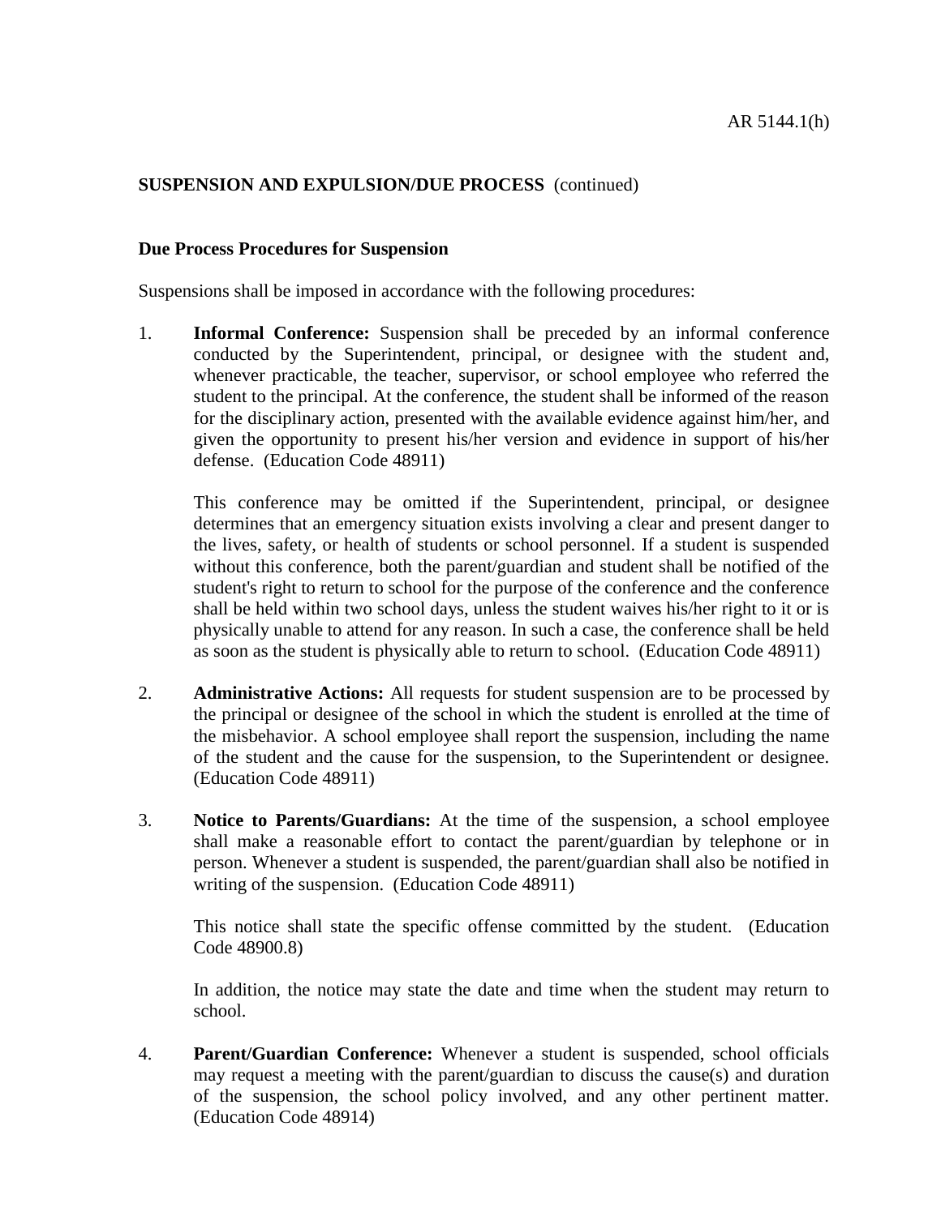## SUSPENSION AND EXPULSION/DUE PROCESS (continued)

### Due Process Procedures for Suspension

Suspensions shall be imposed in accordance with the following procedures:

1. **Informal Conference:** Suspension shall be preceded by an informal conference conducted by the Superintendent, principal, or designee with the student and, whenever practicable, the teacher, supervisor, or school employee who referred the student to the principal. At the conference, the student shall be informed of the reason for the disciplinary action, presented with the available evidence against him/her, and given the opportunity to present his/her version and evidence in support of his/her defense. (Education Code 48911)

   This conference may be omitted if the Superintendent, principal, or designee determines that an emergency situation exists involving a clear and present danger to the lives, safety, or health of students or school personnel. If a student is suspended without this conference, both the parent/guardian and student shall be notified of the student's right to return to school for the purpose of the conference and the conference shall be held within two school days, unless the student waives his/her right to it or is physically unable to attend for any reason. In such a case, the conference shall be held as soon as the student is physically able to return to school. (Education Code 48911)

2. **Administrative Actions:** All requests for student suspension are to be processed by the principal or designee of the school in which the student is enrolled at the time of the misbehavior. A school employee shall report the suspension, including the name of the student and the cause for the suspension, to the Superintendent or designee. (Education Code 48911)

3. **Notice to Parents/Guardians:** At the time of the suspension, a school employee shall make a reasonable effort to contact the parent/guardian by telephone or in person. Whenever a student is suspended, the parent/guardian shall also be notified in writing of the suspension. (Education Code 48911)

   This notice shall state the specific offense committed by the student. (Education Code 48900.8)

   In addition, the notice may state the date and time when the student may return to school.

4. **Parent/Guardian Conference:** Whenever a student is suspended, school officials may request a meeting with the parent/guardian to discuss the cause(s) and duration of the suspension, the school policy involved, and any other pertinent matter. (Education Code 48914)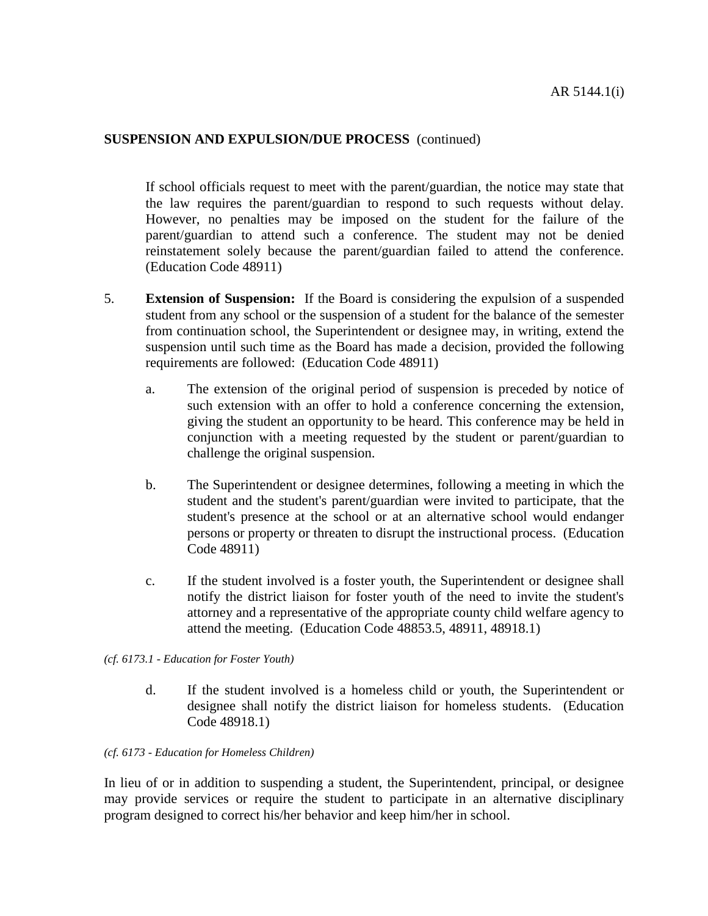If school officials request to meet with the parent/guardian, the notice may state that the law requires the parent/guardian to respond to such requests without delay. However, no penalties may be imposed on the student for the failure of the parent/guardian to attend such a conference. The student may not be denied reinstatement solely because the parent/guardian failed to attend the conference. (Education Code 48911)

5. **Extension of Suspension:** If the Board is considering the expulsion of a suspended student from any school or the suspension of a student for the balance of the semester from continuation school, the Superintendent or designee may, in writing, extend the suspension until such time as the Board has made a decision, provided the following requirements are followed: (Education Code 48911)

   a. The extension of the original period of suspension is preceded by notice of such extension with an offer to hold a conference concerning the extension, giving the student an opportunity to be heard. This conference may be held in conjunction with a meeting requested by the student or parent/guardian to challenge the original suspension.

   b. The Superintendent or designee determines, following a meeting in which the student and the student's parent/guardian were invited to participate, that the student's presence at the school or at an alternative school would endanger persons or property or threaten to disrupt the instructional process. (Education Code 48911)

   c. If the student involved is a foster youth, the Superintendent or designee shall notify the district liaison for foster youth of the need to invite the student's attorney and a representative of the appropriate county child welfare agency to attend the meeting. (Education Code 48853.5, 48911, 48918.1)

*(cf. 6173.1 - Education for Foster Youth)*

   d. If the student involved is a homeless child or youth, the Superintendent or designee shall notify the district liaison for homeless students. (Education Code 48918.1)

*(cf. 6173 - Education for Homeless Children)*

In lieu of or in addition to suspending a student, the Superintendent, principal, or designee may provide services or require the student to participate in an alternative disciplinary program designed to correct his/her behavior and keep him/her in school.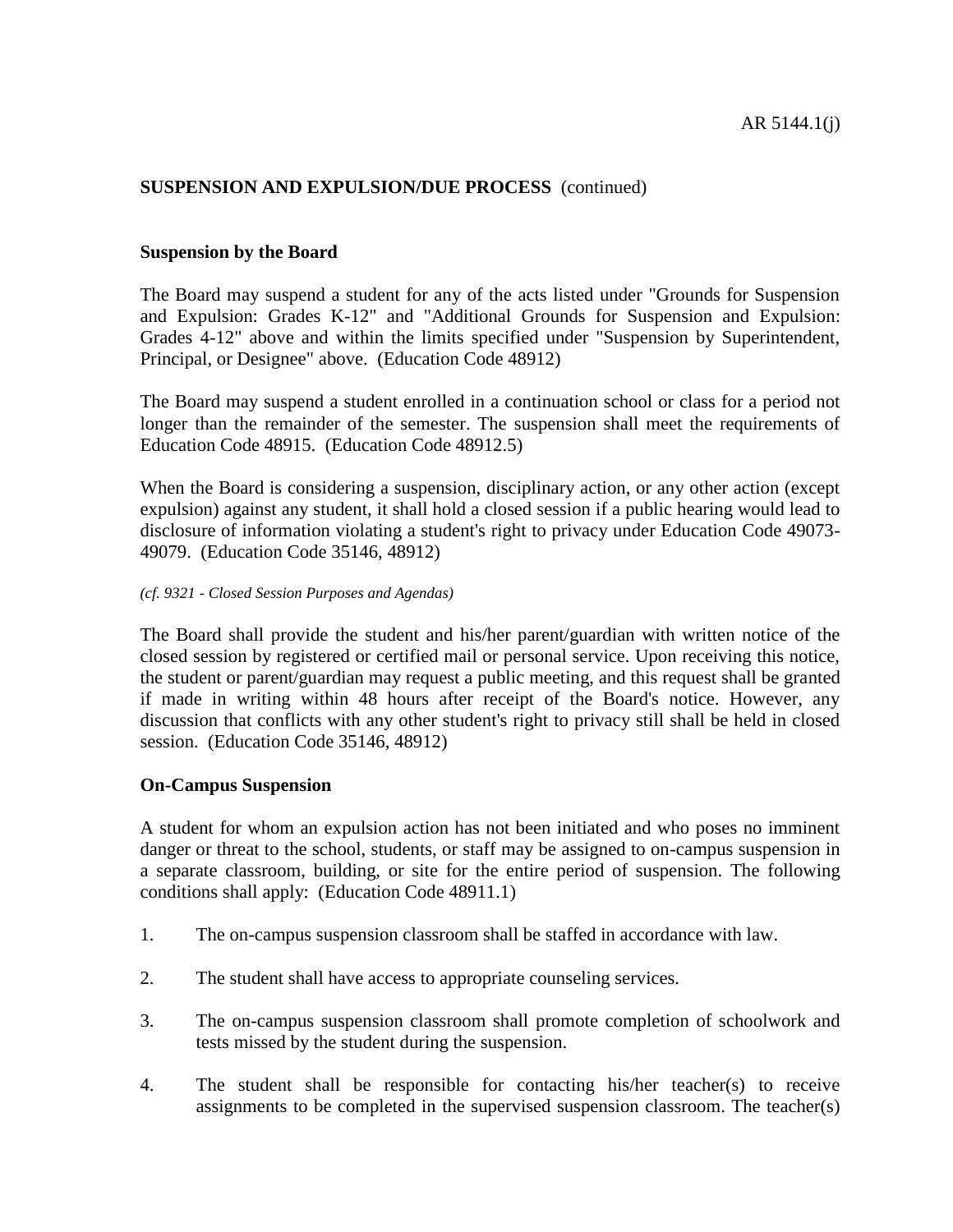**SUSPENSION AND EXPULSION/DUE PROCESS** (continued)

**Suspension by the Board**

The Board may suspend a student for any of the acts listed under "Grounds for Suspension and Expulsion: Grades K-12" and "Additional Grounds for Suspension and Expulsion: Grades 4-12" above and within the limits specified under "Suspension by Superintendent, Principal, or Designee" above. (Education Code 48912)

The Board may suspend a student enrolled in a continuation school or class for a period not longer than the remainder of the semester. The suspension shall meet the requirements of Education Code 48915. (Education Code 48912.5)

When the Board is considering a suspension, disciplinary action, or any other action (except expulsion) against any student, it shall hold a closed session if a public hearing would lead to disclosure of information violating a student's right to privacy under Education Code 49073-49079. (Education Code 35146, 48912)

*(cf. 9321 - Closed Session Purposes and Agendas)*

The Board shall provide the student and his/her parent/guardian with written notice of the closed session by registered or certified mail or personal service. Upon receiving this notice, the student or parent/guardian may request a public meeting, and this request shall be granted if made in writing within 48 hours after receipt of the Board's notice. However, any discussion that conflicts with any other student's right to privacy still shall be held in closed session. (Education Code 35146, 48912)

**On-Campus Suspension**

A student for whom an expulsion action has not been initiated and who poses no imminent danger or threat to the school, students, or staff may be assigned to on-campus suspension in a separate classroom, building, or site for the entire period of suspension. The following conditions shall apply: (Education Code 48911.1)

1. The on-campus suspension classroom shall be staffed in accordance with law.

2. The student shall have access to appropriate counseling services.

3. The on-campus suspension classroom shall promote completion of schoolwork and tests missed by the student during the suspension.

4. The student shall be responsible for contacting his/her teacher(s) to receive assignments to be completed in the supervised suspension classroom. The teacher(s)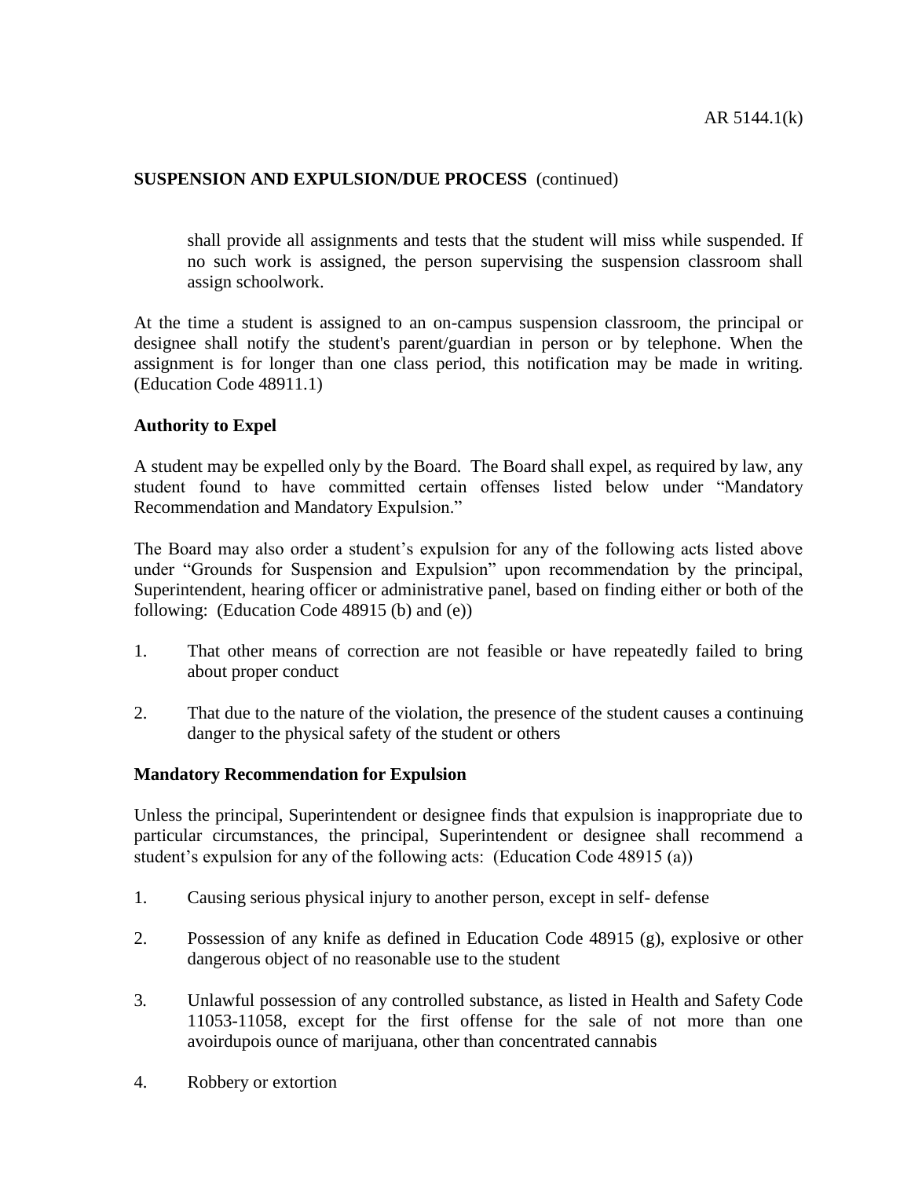shall provide all assignments and tests that the student will miss while suspended. If no such work is assigned, the person supervising the suspension classroom shall assign schoolwork.

At the time a student is assigned to an on-campus suspension classroom, the principal or designee shall notify the student's parent/guardian in person or by telephone. When the assignment is for longer than one class period, this notification may be made in writing. (Education Code 48911.1)

**Authority to Expel**

A student may be expelled only by the Board. The Board shall expel, as required by law, any student found to have committed certain offenses listed below under "Mandatory Recommendation and Mandatory Expulsion."

The Board may also order a student's expulsion for any of the following acts listed above under "Grounds for Suspension and Expulsion" upon recommendation by the principal, Superintendent, hearing officer or administrative panel, based on finding either or both of the following: (Education Code 48915 (b) and (e))

1. That other means of correction are not feasible or have repeatedly failed to bring about proper conduct
2. That due to the nature of the violation, the presence of the student causes a continuing danger to the physical safety of the student or others

**Mandatory Recommendation for Expulsion**

Unless the principal, Superintendent or designee finds that expulsion is inappropriate due to particular circumstances, the principal, Superintendent or designee shall recommend a student's expulsion for any of the following acts: (Education Code 48915 (a))

1. Causing serious physical injury to another person, except in self- defense
2. Possession of any knife as defined in Education Code 48915 (g), explosive or other dangerous object of no reasonable use to the student
3. Unlawful possession of any controlled substance, as listed in Health and Safety Code 11053-11058, except for the first offense for the sale of not more than one avoirdupois ounce of marijuana, other than concentrated cannabis
4. Robbery or extortion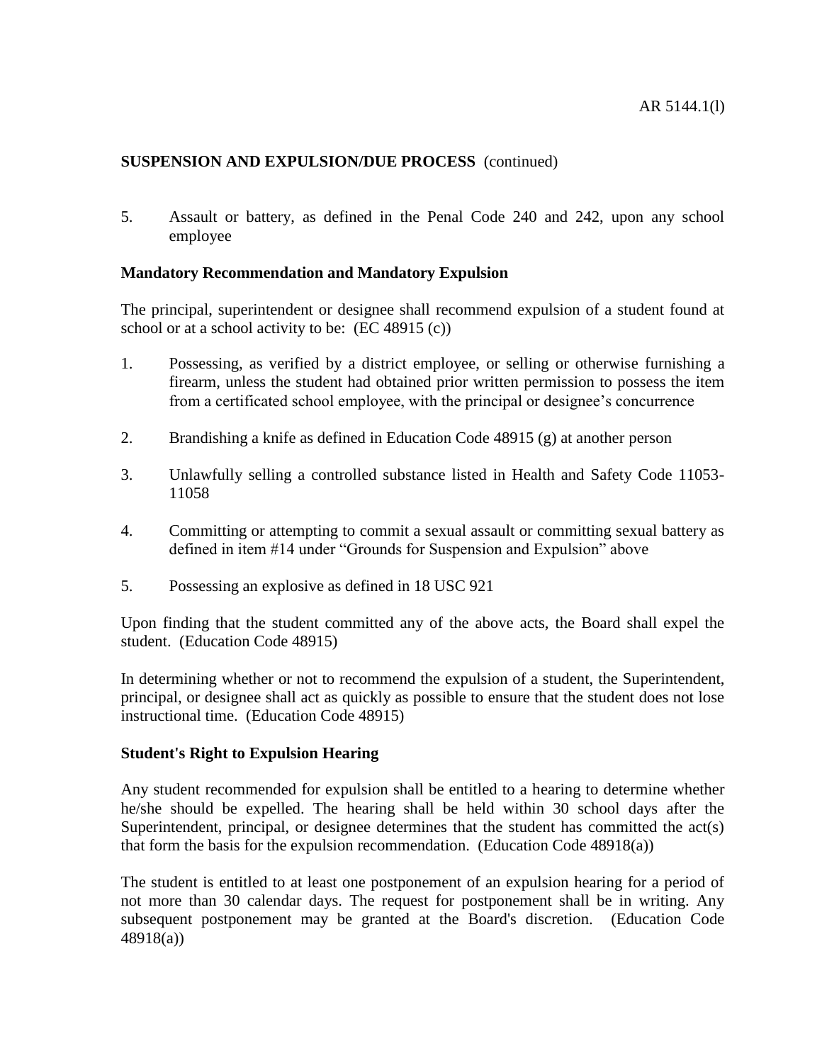**SUSPENSION AND EXPULSION/DUE PROCESS** (continued)

5. Assault or battery, as defined in the Penal Code 240 and 242, upon any school employee

**Mandatory Recommendation and Mandatory Expulsion**

The principal, superintendent or designee shall recommend expulsion of a student found at school or at a school activity to be: (EC 48915 (c))

1. Possessing, as verified by a district employee, or selling or otherwise furnishing a firearm, unless the student had obtained prior written permission to possess the item from a certificated school employee, with the principal or designee's concurrence

2. Brandishing a knife as defined in Education Code 48915 (g) at another person

3. Unlawfully selling a controlled substance listed in Health and Safety Code 11053-11058

4. Committing or attempting to commit a sexual assault or committing sexual battery as defined in item #14 under "Grounds for Suspension and Expulsion" above

5. Possessing an explosive as defined in 18 USC 921

Upon finding that the student committed any of the above acts, the Board shall expel the student. (Education Code 48915)

In determining whether or not to recommend the expulsion of a student, the Superintendent, principal, or designee shall act as quickly as possible to ensure that the student does not lose instructional time. (Education Code 48915)

**Student's Right to Expulsion Hearing**

Any student recommended for expulsion shall be entitled to a hearing to determine whether he/she should be expelled. The hearing shall be held within 30 school days after the Superintendent, principal, or designee determines that the student has committed the act(s) that form the basis for the expulsion recommendation. (Education Code 48918(a))

The student is entitled to at least one postponement of an expulsion hearing for a period of not more than 30 calendar days. The request for postponement shall be in writing. Any subsequent postponement may be granted at the Board's discretion. (Education Code 48918(a))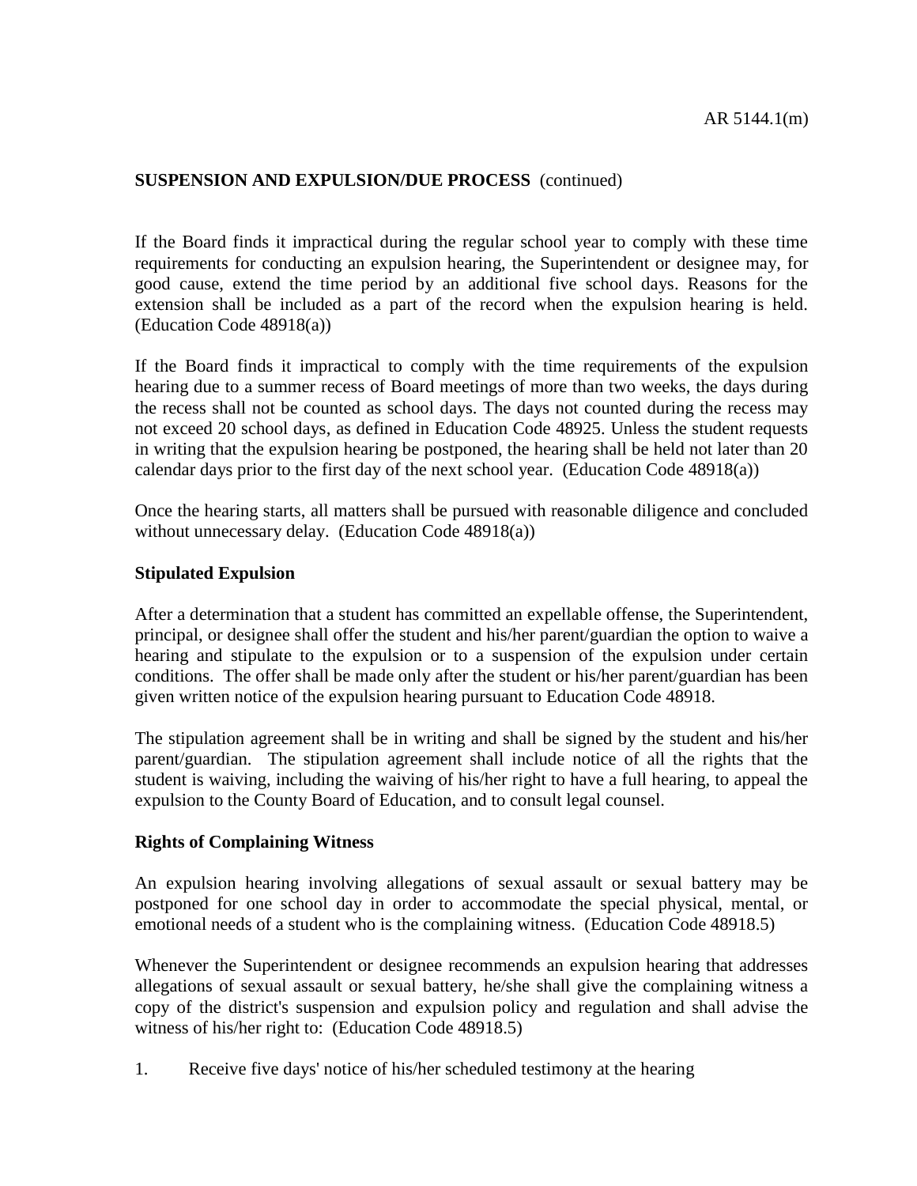If the Board finds it impractical during the regular school year to comply with these time requirements for conducting an expulsion hearing, the Superintendent or designee may, for good cause, extend the time period by an additional five school days. Reasons for the extension shall be included as a part of the record when the expulsion hearing is held. (Education Code 48918(a))

If the Board finds it impractical to comply with the time requirements of the expulsion hearing due to a summer recess of Board meetings of more than two weeks, the days during the recess shall not be counted as school days. The days not counted during the recess may not exceed 20 school days, as defined in Education Code 48925. Unless the student requests in writing that the expulsion hearing be postponed, the hearing shall be held not later than 20 calendar days prior to the first day of the next school year. (Education Code 48918(a))

Once the hearing starts, all matters shall be pursued with reasonable diligence and concluded without unnecessary delay. (Education Code 48918(a))

**Stipulated Expulsion**

After a determination that a student has committed an expellable offense, the Superintendent, principal, or designee shall offer the student and his/her parent/guardian the option to waive a hearing and stipulate to the expulsion or to a suspension of the expulsion under certain conditions. The offer shall be made only after the student or his/her parent/guardian has been given written notice of the expulsion hearing pursuant to Education Code 48918.

The stipulation agreement shall be in writing and shall be signed by the student and his/her parent/guardian. The stipulation agreement shall include notice of all the rights that the student is waiving, including the waiving of his/her right to have a full hearing, to appeal the expulsion to the County Board of Education, and to consult legal counsel.

**Rights of Complaining Witness**

An expulsion hearing involving allegations of sexual assault or sexual battery may be postponed for one school day in order to accommodate the special physical, mental, or emotional needs of a student who is the complaining witness. (Education Code 48918.5)

Whenever the Superintendent or designee recommends an expulsion hearing that addresses allegations of sexual assault or sexual battery, he/she shall give the complaining witness a copy of the district's suspension and expulsion policy and regulation and shall advise the witness of his/her right to: (Education Code 48918.5)

1. Receive five days' notice of his/her scheduled testimony at the hearing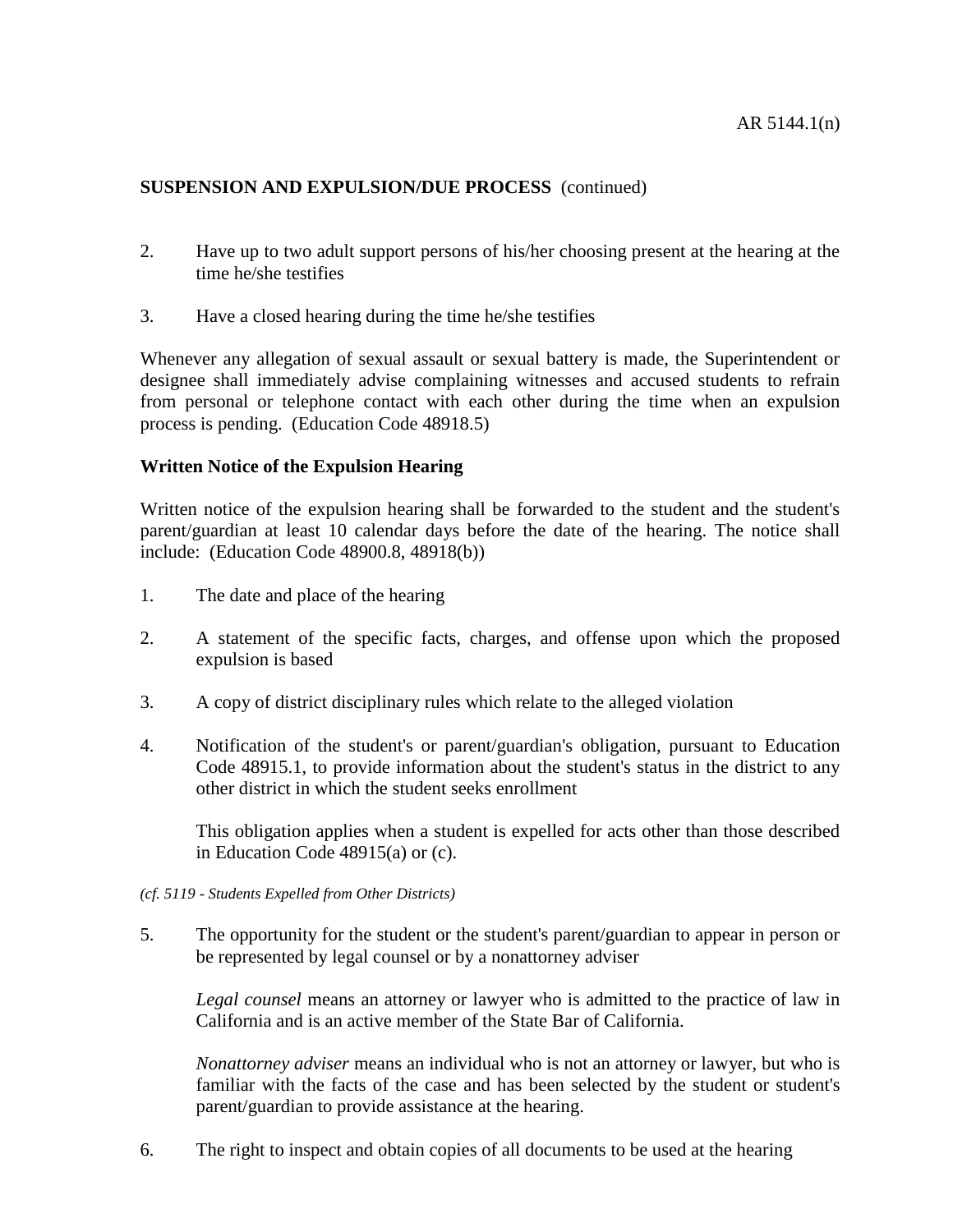**SUSPENSION AND EXPULSION/DUE PROCESS** (continued)

2. Have up to two adult support persons of his/her choosing present at the hearing at the time he/she testifies

3. Have a closed hearing during the time he/she testifies

Whenever any allegation of sexual assault or sexual battery is made, the Superintendent or designee shall immediately advise complaining witnesses and accused students to refrain from personal or telephone contact with each other during the time when an expulsion process is pending. (Education Code 48918.5)

**Written Notice of the Expulsion Hearing**

Written notice of the expulsion hearing shall be forwarded to the student and the student's parent/guardian at least 10 calendar days before the date of the hearing. The notice shall include: (Education Code 48900.8, 48918(b))

1. The date and place of the hearing

2. A statement of the specific facts, charges, and offense upon which the proposed expulsion is based

3. A copy of district disciplinary rules which relate to the alleged violation

4. Notification of the student's or parent/guardian's obligation, pursuant to Education Code 48915.1, to provide information about the student's status in the district to any other district in which the student seeks enrollment

   This obligation applies when a student is expelled for acts other than those described in Education Code 48915(a) or (c).

*(cf. 5119 - Students Expelled from Other Districts)*

5. The opportunity for the student or the student's parent/guardian to appear in person or be represented by legal counsel or by a nonattorney adviser

   *Legal counsel* means an attorney or lawyer who is admitted to the practice of law in California and is an active member of the State Bar of California.

   *Nonattorney adviser* means an individual who is not an attorney or lawyer, but who is familiar with the facts of the case and has been selected by the student or student's parent/guardian to provide assistance at the hearing.

6. The right to inspect and obtain copies of all documents to be used at the hearing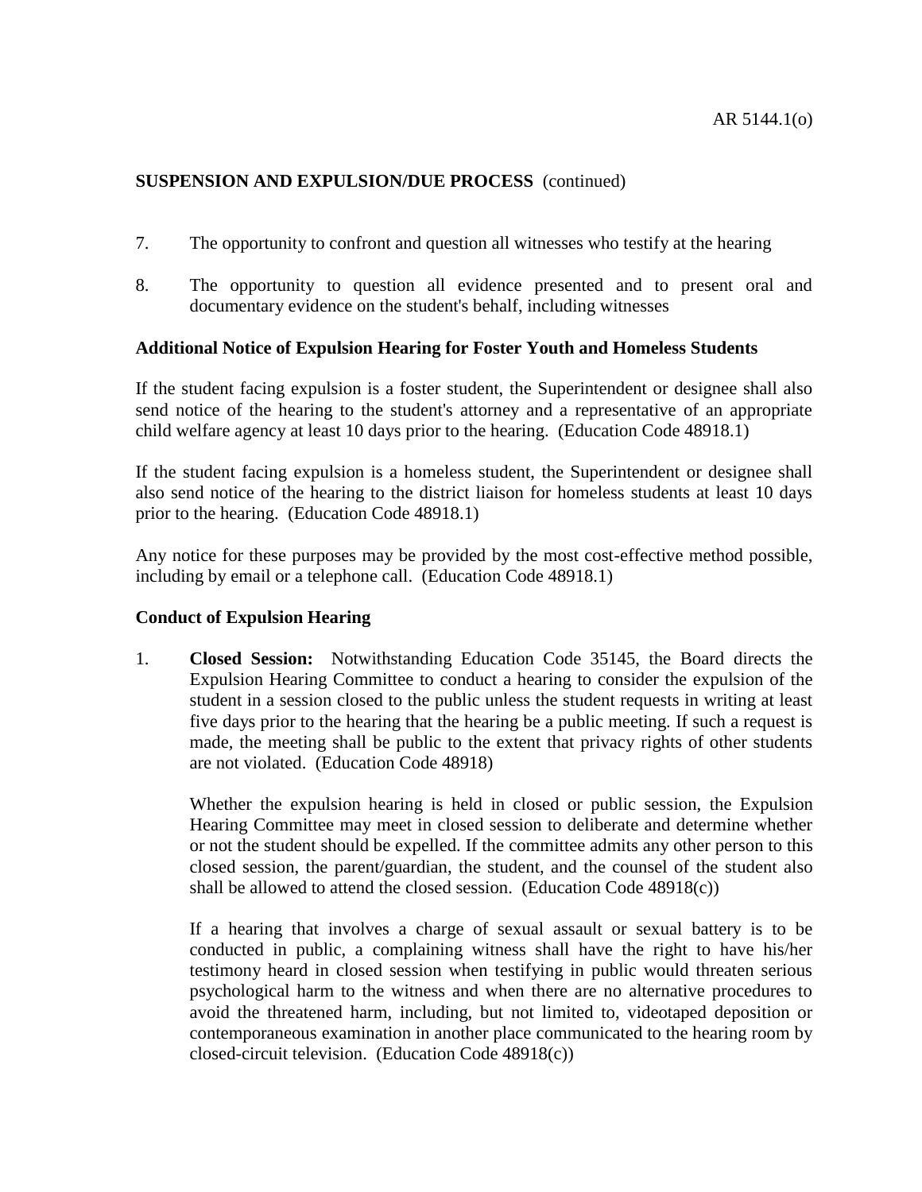7. The opportunity to confront and question all witnesses who testify at the hearing

8. The opportunity to question all evidence presented and to present oral and documentary evidence on the student's behalf, including witnesses

**Additional Notice of Expulsion Hearing for Foster Youth and Homeless Students**

If the student facing expulsion is a foster student, the Superintendent or designee shall also send notice of the hearing to the student's attorney and a representative of an appropriate child welfare agency at least 10 days prior to the hearing. (Education Code 48918.1)

If the student facing expulsion is a homeless student, the Superintendent or designee shall also send notice of the hearing to the district liaison for homeless students at least 10 days prior to the hearing. (Education Code 48918.1)

Any notice for these purposes may be provided by the most cost-effective method possible, including by email or a telephone call. (Education Code 48918.1)

**Conduct of Expulsion Hearing**

1. **Closed Session:** Notwithstanding Education Code 35145, the Board directs the Expulsion Hearing Committee to conduct a hearing to consider the expulsion of the student in a session closed to the public unless the student requests in writing at least five days prior to the hearing that the hearing be a public meeting. If such a request is made, the meeting shall be public to the extent that privacy rights of other students are not violated. (Education Code 48918)

   Whether the expulsion hearing is held in closed or public session, the Expulsion Hearing Committee may meet in closed session to deliberate and determine whether or not the student should be expelled. If the committee admits any other person to this closed session, the parent/guardian, the student, and the counsel of the student also shall be allowed to attend the closed session. (Education Code 48918(c))

   If a hearing that involves a charge of sexual assault or sexual battery is to be conducted in public, a complaining witness shall have the right to have his/her testimony heard in closed session when testifying in public would threaten serious psychological harm to the witness and when there are no alternative procedures to avoid the threatened harm, including, but not limited to, videotaped deposition or contemporaneous examination in another place communicated to the hearing room by closed-circuit television. (Education Code 48918(c))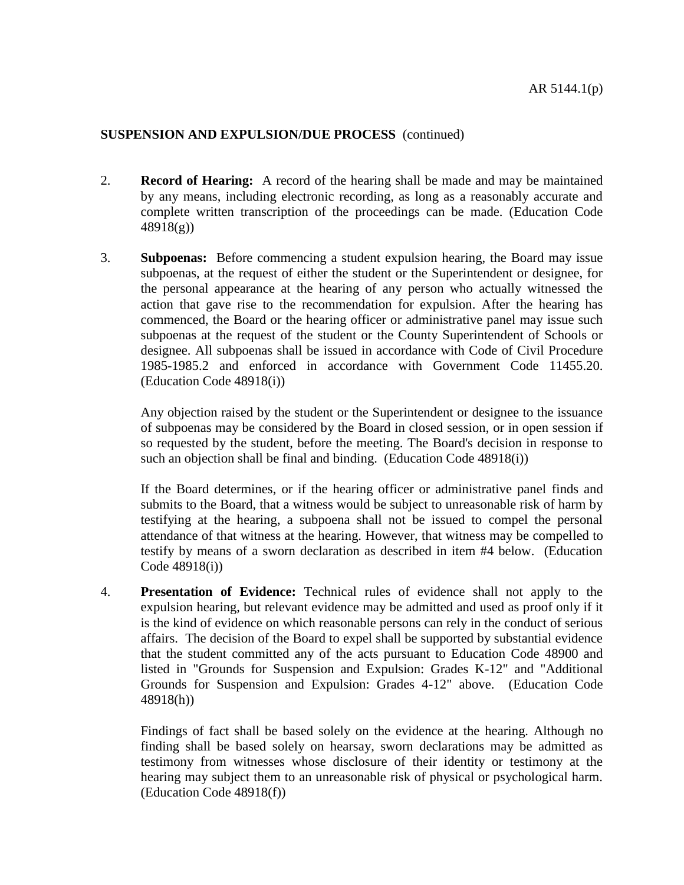**SUSPENSION AND EXPULSION/DUE PROCESS** (continued)

2. **Record of Hearing:** A record of the hearing shall be made and may be maintained by any means, including electronic recording, as long as a reasonably accurate and complete written transcription of the proceedings can be made. (Education Code 48918(g))

3. **Subpoenas:** Before commencing a student expulsion hearing, the Board may issue subpoenas, at the request of either the student or the Superintendent or designee, for the personal appearance at the hearing of any person who actually witnessed the action that gave rise to the recommendation for expulsion. After the hearing has commenced, the Board or the hearing officer or administrative panel may issue such subpoenas at the request of the student or the County Superintendent of Schools or designee. All subpoenas shall be issued in accordance with Code of Civil Procedure 1985-1985.2 and enforced in accordance with Government Code 11455.20. (Education Code 48918(i))

   Any objection raised by the student or the Superintendent or designee to the issuance of subpoenas may be considered by the Board in closed session, or in open session if so requested by the student, before the meeting. The Board's decision in response to such an objection shall be final and binding. (Education Code 48918(i))

   If the Board determines, or if the hearing officer or administrative panel finds and submits to the Board, that a witness would be subject to unreasonable risk of harm by testifying at the hearing, a subpoena shall not be issued to compel the personal attendance of that witness at the hearing. However, that witness may be compelled to testify by means of a sworn declaration as described in item #4 below. (Education Code 48918(i))

4. **Presentation of Evidence:** Technical rules of evidence shall not apply to the expulsion hearing, but relevant evidence may be admitted and used as proof only if it is the kind of evidence on which reasonable persons can rely in the conduct of serious affairs. The decision of the Board to expel shall be supported by substantial evidence that the student committed any of the acts pursuant to Education Code 48900 and listed in "Grounds for Suspension and Expulsion: Grades K-12" and "Additional Grounds for Suspension and Expulsion: Grades 4-12" above. (Education Code 48918(h))

   Findings of fact shall be based solely on the evidence at the hearing. Although no finding shall be based solely on hearsay, sworn declarations may be admitted as testimony from witnesses whose disclosure of their identity or testimony at the hearing may subject them to an unreasonable risk of physical or psychological harm. (Education Code 48918(f))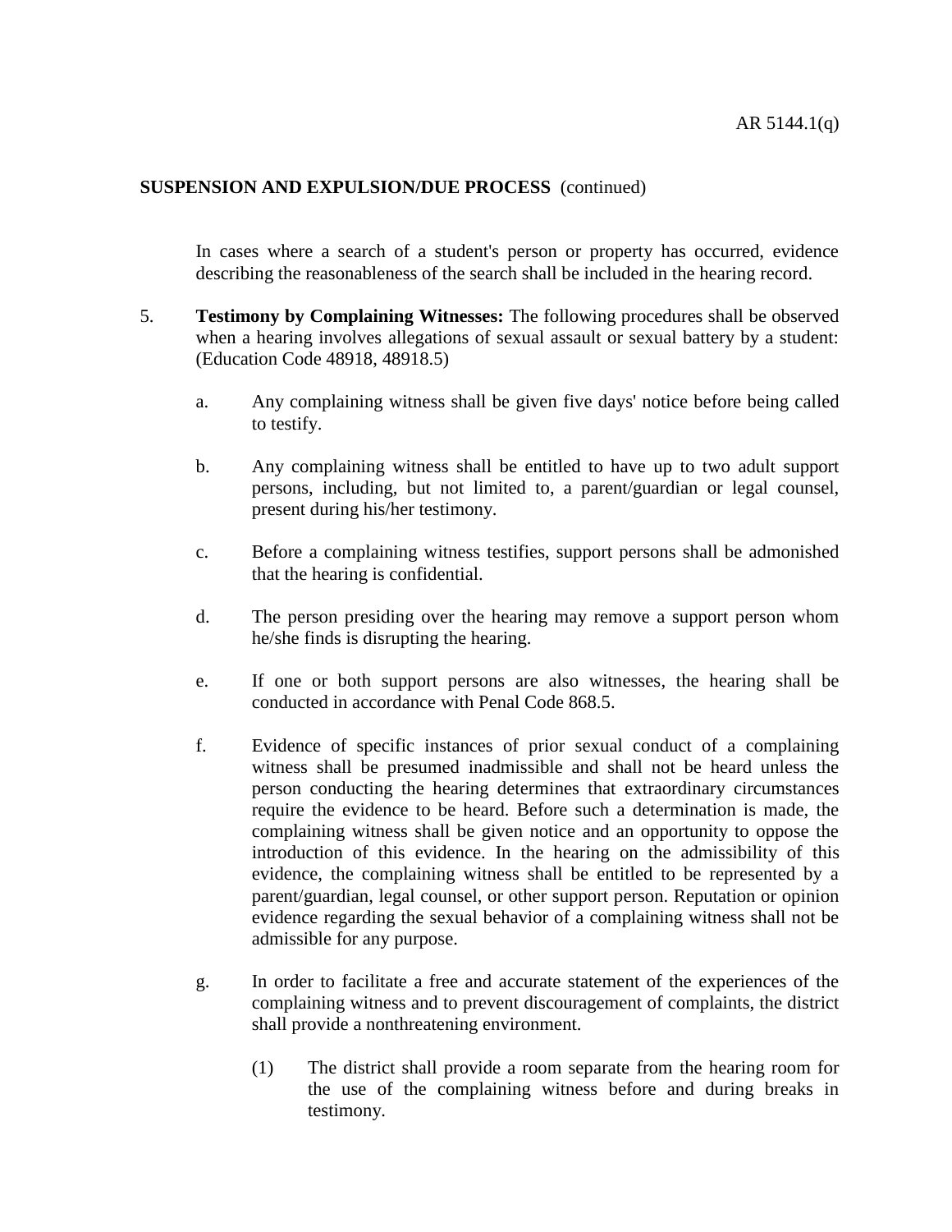In cases where a search of a student's person or property has occurred, evidence describing the reasonableness of the search shall be included in the hearing record.

5. **Testimony by Complaining Witnesses:** The following procedures shall be observed when a hearing involves allegations of sexual assault or sexual battery by a student: (Education Code 48918, 48918.5)

   a. Any complaining witness shall be given five days' notice before being called to testify.

   b. Any complaining witness shall be entitled to have up to two adult support persons, including, but not limited to, a parent/guardian or legal counsel, present during his/her testimony.

   c. Before a complaining witness testifies, support persons shall be admonished that the hearing is confidential.

   d. The person presiding over the hearing may remove a support person whom he/she finds is disrupting the hearing.

   e. If one or both support persons are also witnesses, the hearing shall be conducted in accordance with Penal Code 868.5.

   f. Evidence of specific instances of prior sexual conduct of a complaining witness shall be presumed inadmissible and shall not be heard unless the person conducting the hearing determines that extraordinary circumstances require the evidence to be heard. Before such a determination is made, the complaining witness shall be given notice and an opportunity to oppose the introduction of this evidence. In the hearing on the admissibility of this evidence, the complaining witness shall be entitled to be represented by a parent/guardian, legal counsel, or other support person. Reputation or opinion evidence regarding the sexual behavior of a complaining witness shall not be admissible for any purpose.

   g. In order to facilitate a free and accurate statement of the experiences of the complaining witness and to prevent discouragement of complaints, the district shall provide a nonthreatening environment.

      (1) The district shall provide a room separate from the hearing room for the use of the complaining witness before and during breaks in testimony.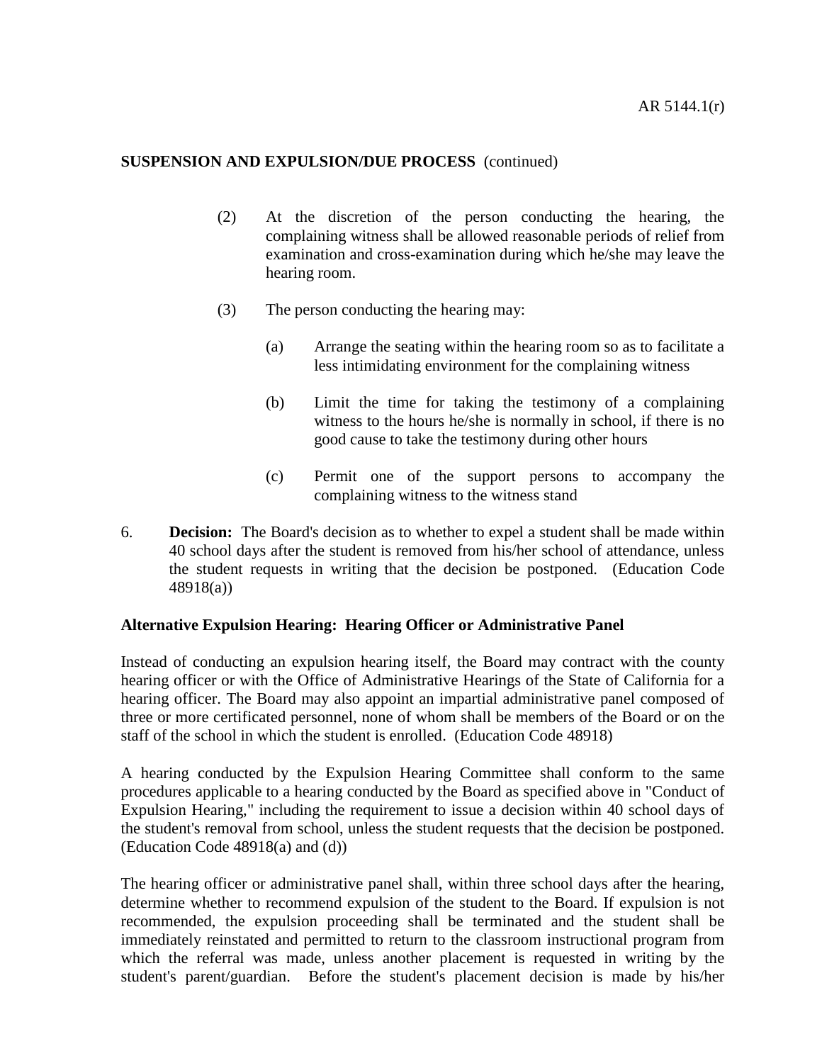**SUSPENSION AND EXPULSION/DUE PROCESS** (continued)

(2) At the discretion of the person conducting the hearing, the complaining witness shall be allowed reasonable periods of relief from examination and cross-examination during which he/she may leave the hearing room.

(3) The person conducting the hearing may:

(a) Arrange the seating within the hearing room so as to facilitate a less intimidating environment for the complaining witness

(b) Limit the time for taking the testimony of a complaining witness to the hours he/she is normally in school, if there is no good cause to take the testimony during other hours

(c) Permit one of the support persons to accompany the complaining witness to the witness stand

6. **Decision:** The Board's decision as to whether to expel a student shall be made within 40 school days after the student is removed from his/her school of attendance, unless the student requests in writing that the decision be postponed. (Education Code 48918(a))

**Alternative Expulsion Hearing: Hearing Officer or Administrative Panel**

Instead of conducting an expulsion hearing itself, the Board may contract with the county hearing officer or with the Office of Administrative Hearings of the State of California for a hearing officer. The Board may also appoint an impartial administrative panel composed of three or more certificated personnel, none of whom shall be members of the Board or on the staff of the school in which the student is enrolled. (Education Code 48918)

A hearing conducted by the Expulsion Hearing Committee shall conform to the same procedures applicable to a hearing conducted by the Board as specified above in "Conduct of Expulsion Hearing," including the requirement to issue a decision within 40 school days of the student's removal from school, unless the student requests that the decision be postponed. (Education Code 48918(a) and (d))

The hearing officer or administrative panel shall, within three school days after the hearing, determine whether to recommend expulsion of the student to the Board. If expulsion is not recommended, the expulsion proceeding shall be terminated and the student shall be immediately reinstated and permitted to return to the classroom instructional program from which the referral was made, unless another placement is requested in writing by the student's parent/guardian. Before the student's placement decision is made by his/her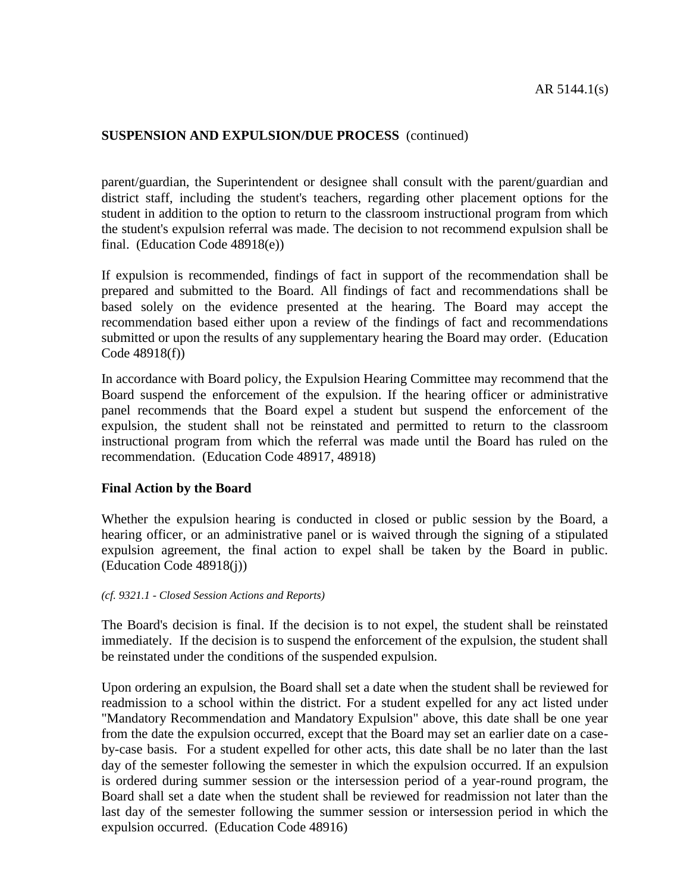parent/guardian, the Superintendent or designee shall consult with the parent/guardian and district staff, including the student's teachers, regarding other placement options for the student in addition to the option to return to the classroom instructional program from which the student's expulsion referral was made. The decision to not recommend expulsion shall be final. (Education Code 48918(e))

If expulsion is recommended, findings of fact in support of the recommendation shall be prepared and submitted to the Board. All findings of fact and recommendations shall be based solely on the evidence presented at the hearing. The Board may accept the recommendation based either upon a review of the findings of fact and recommendations submitted or upon the results of any supplementary hearing the Board may order. (Education Code 48918(f))

In accordance with Board policy, the Expulsion Hearing Committee may recommend that the Board suspend the enforcement of the expulsion. If the hearing officer or administrative panel recommends that the Board expel a student but suspend the enforcement of the expulsion, the student shall not be reinstated and permitted to return to the classroom instructional program from which the referral was made until the Board has ruled on the recommendation. (Education Code 48917, 48918)

**Final Action by the Board**

Whether the expulsion hearing is conducted in closed or public session by the Board, a hearing officer, or an administrative panel or is waived through the signing of a stipulated expulsion agreement, the final action to expel shall be taken by the Board in public. (Education Code 48918(j))

*(cf. 9321.1 - Closed Session Actions and Reports)*

The Board's decision is final. If the decision is to not expel, the student shall be reinstated immediately. If the decision is to suspend the enforcement of the expulsion, the student shall be reinstated under the conditions of the suspended expulsion.

Upon ordering an expulsion, the Board shall set a date when the student shall be reviewed for readmission to a school within the district. For a student expelled for any act listed under "Mandatory Recommendation and Mandatory Expulsion" above, this date shall be one year from the date the expulsion occurred, except that the Board may set an earlier date on a case-by-case basis. For a student expelled for other acts, this date shall be no later than the last day of the semester following the semester in which the expulsion occurred. If an expulsion is ordered during summer session or the intersession period of a year-round program, the Board shall set a date when the student shall be reviewed for readmission not later than the last day of the semester following the summer session or intersession period in which the expulsion occurred. (Education Code 48916)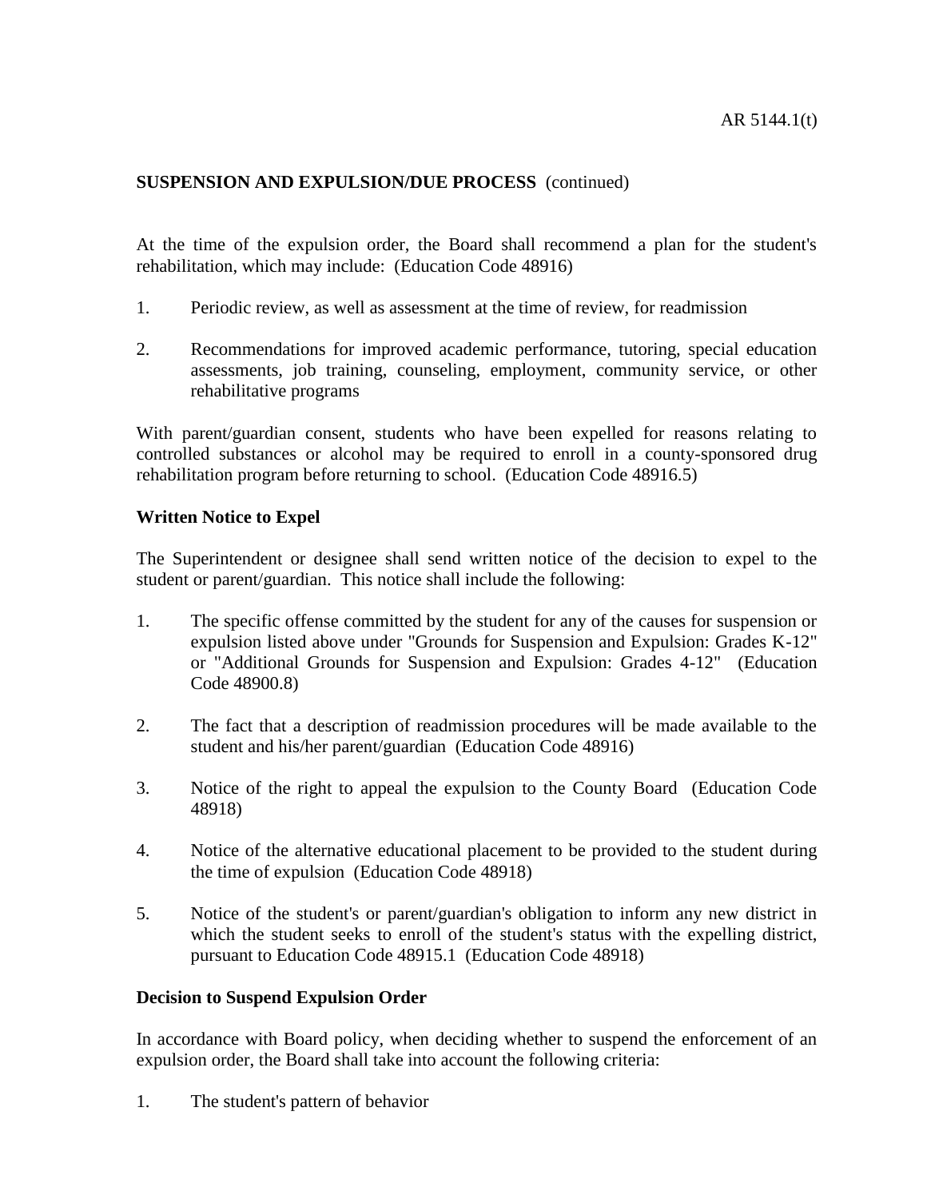**SUSPENSION AND EXPULSION/DUE PROCESS** (continued)

At the time of the expulsion order, the Board shall recommend a plan for the student's rehabilitation, which may include: (Education Code 48916)

1. Periodic review, as well as assessment at the time of review, for readmission
2. Recommendations for improved academic performance, tutoring, special education assessments, job training, counseling, employment, community service, or other rehabilitative programs

With parent/guardian consent, students who have been expelled for reasons relating to controlled substances or alcohol may be required to enroll in a county-sponsored drug rehabilitation program before returning to school. (Education Code 48916.5)

**Written Notice to Expel**

The Superintendent or designee shall send written notice of the decision to expel to the student or parent/guardian. This notice shall include the following:

1. The specific offense committed by the student for any of the causes for suspension or expulsion listed above under "Grounds for Suspension and Expulsion: Grades K-12" or "Additional Grounds for Suspension and Expulsion: Grades 4-12" (Education Code 48900.8)
2. The fact that a description of readmission procedures will be made available to the student and his/her parent/guardian (Education Code 48916)
3. Notice of the right to appeal the expulsion to the County Board (Education Code 48918)
4. Notice of the alternative educational placement to be provided to the student during the time of expulsion (Education Code 48918)
5. Notice of the student's or parent/guardian's obligation to inform any new district in which the student seeks to enroll of the student's status with the expelling district, pursuant to Education Code 48915.1 (Education Code 48918)

**Decision to Suspend Expulsion Order**

In accordance with Board policy, when deciding whether to suspend the enforcement of an expulsion order, the Board shall take into account the following criteria:

1. The student's pattern of behavior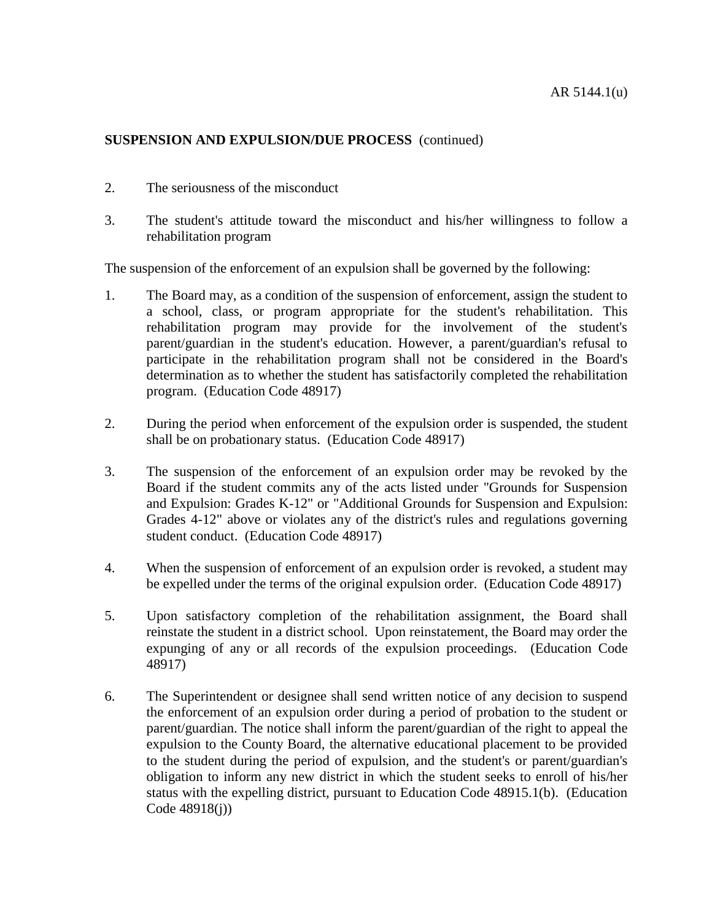**SUSPENSION AND EXPULSION/DUE PROCESS** (continued)

2. The seriousness of the misconduct

3. The student's attitude toward the misconduct and his/her willingness to follow a rehabilitation program

The suspension of the enforcement of an expulsion shall be governed by the following:

1. The Board may, as a condition of the suspension of enforcement, assign the student to a school, class, or program appropriate for the student's rehabilitation. This rehabilitation program may provide for the involvement of the student's parent/guardian in the student's education. However, a parent/guardian's refusal to participate in the rehabilitation program shall not be considered in the Board's determination as to whether the student has satisfactorily completed the rehabilitation program. (Education Code 48917)

2. During the period when enforcement of the expulsion order is suspended, the student shall be on probationary status. (Education Code 48917)

3. The suspension of the enforcement of an expulsion order may be revoked by the Board if the student commits any of the acts listed under "Grounds for Suspension and Expulsion: Grades K-12" or "Additional Grounds for Suspension and Expulsion: Grades 4-12" above or violates any of the district's rules and regulations governing student conduct. (Education Code 48917)

4. When the suspension of enforcement of an expulsion order is revoked, a student may be expelled under the terms of the original expulsion order. (Education Code 48917)

5. Upon satisfactory completion of the rehabilitation assignment, the Board shall reinstate the student in a district school. Upon reinstatement, the Board may order the expunging of any or all records of the expulsion proceedings. (Education Code 48917)

6. The Superintendent or designee shall send written notice of any decision to suspend the enforcement of an expulsion order during a period of probation to the student or parent/guardian. The notice shall inform the parent/guardian of the right to appeal the expulsion to the County Board, the alternative educational placement to be provided to the student during the period of expulsion, and the student's or parent/guardian's obligation to inform any new district in which the student seeks to enroll of his/her status with the expelling district, pursuant to Education Code 48915.1(b). (Education Code 48918(j))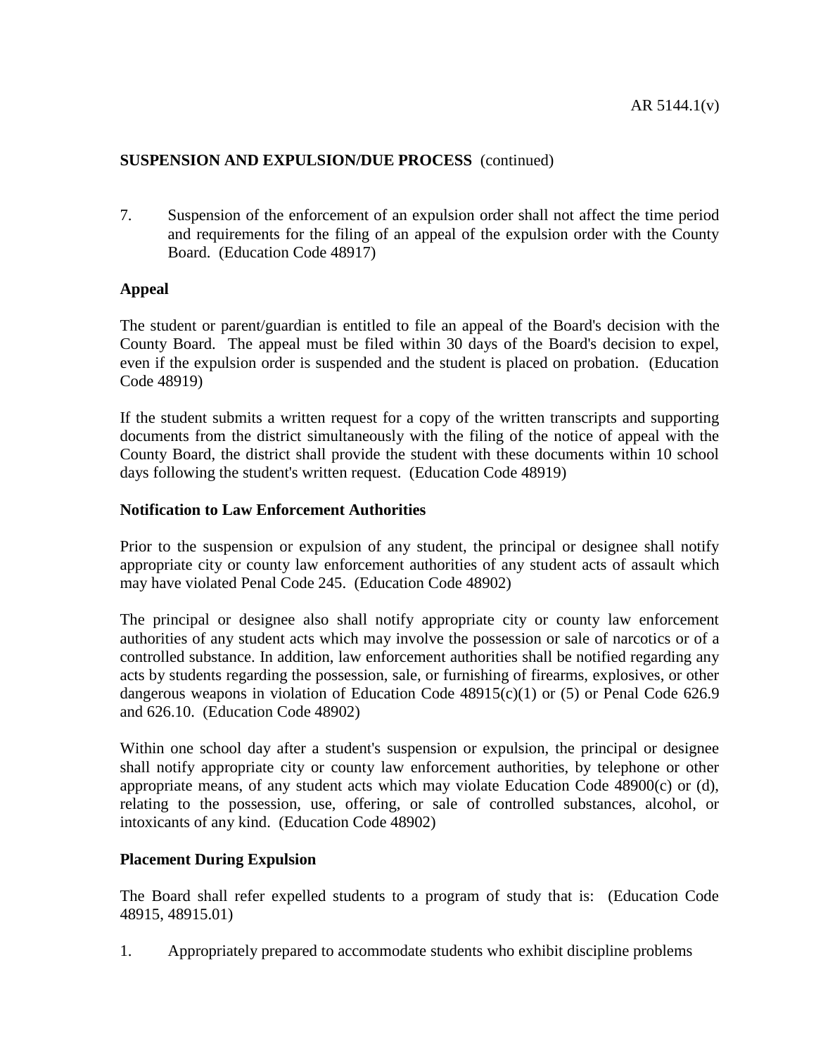**SUSPENSION AND EXPULSION/DUE PROCESS** (continued)

7. Suspension of the enforcement of an expulsion order shall not affect the time period and requirements for the filing of an appeal of the expulsion order with the County Board. (Education Code 48917)

**Appeal**

The student or parent/guardian is entitled to file an appeal of the Board's decision with the County Board. The appeal must be filed within 30 days of the Board's decision to expel, even if the expulsion order is suspended and the student is placed on probation. (Education Code 48919)

If the student submits a written request for a copy of the written transcripts and supporting documents from the district simultaneously with the filing of the notice of appeal with the County Board, the district shall provide the student with these documents within 10 school days following the student's written request. (Education Code 48919)

**Notification to Law Enforcement Authorities**

Prior to the suspension or expulsion of any student, the principal or designee shall notify appropriate city or county law enforcement authorities of any student acts of assault which may have violated Penal Code 245. (Education Code 48902)

The principal or designee also shall notify appropriate city or county law enforcement authorities of any student acts which may involve the possession or sale of narcotics or of a controlled substance. In addition, law enforcement authorities shall be notified regarding any acts by students regarding the possession, sale, or furnishing of firearms, explosives, or other dangerous weapons in violation of Education Code 48915(c)(1) or (5) or Penal Code 626.9 and 626.10. (Education Code 48902)

Within one school day after a student's suspension or expulsion, the principal or designee shall notify appropriate city or county law enforcement authorities, by telephone or other appropriate means, of any student acts which may violate Education Code 48900(c) or (d), relating to the possession, use, offering, or sale of controlled substances, alcohol, or intoxicants of any kind. (Education Code 48902)

**Placement During Expulsion**

The Board shall refer expelled students to a program of study that is: (Education Code 48915, 48915.01)

1. Appropriately prepared to accommodate students who exhibit discipline problems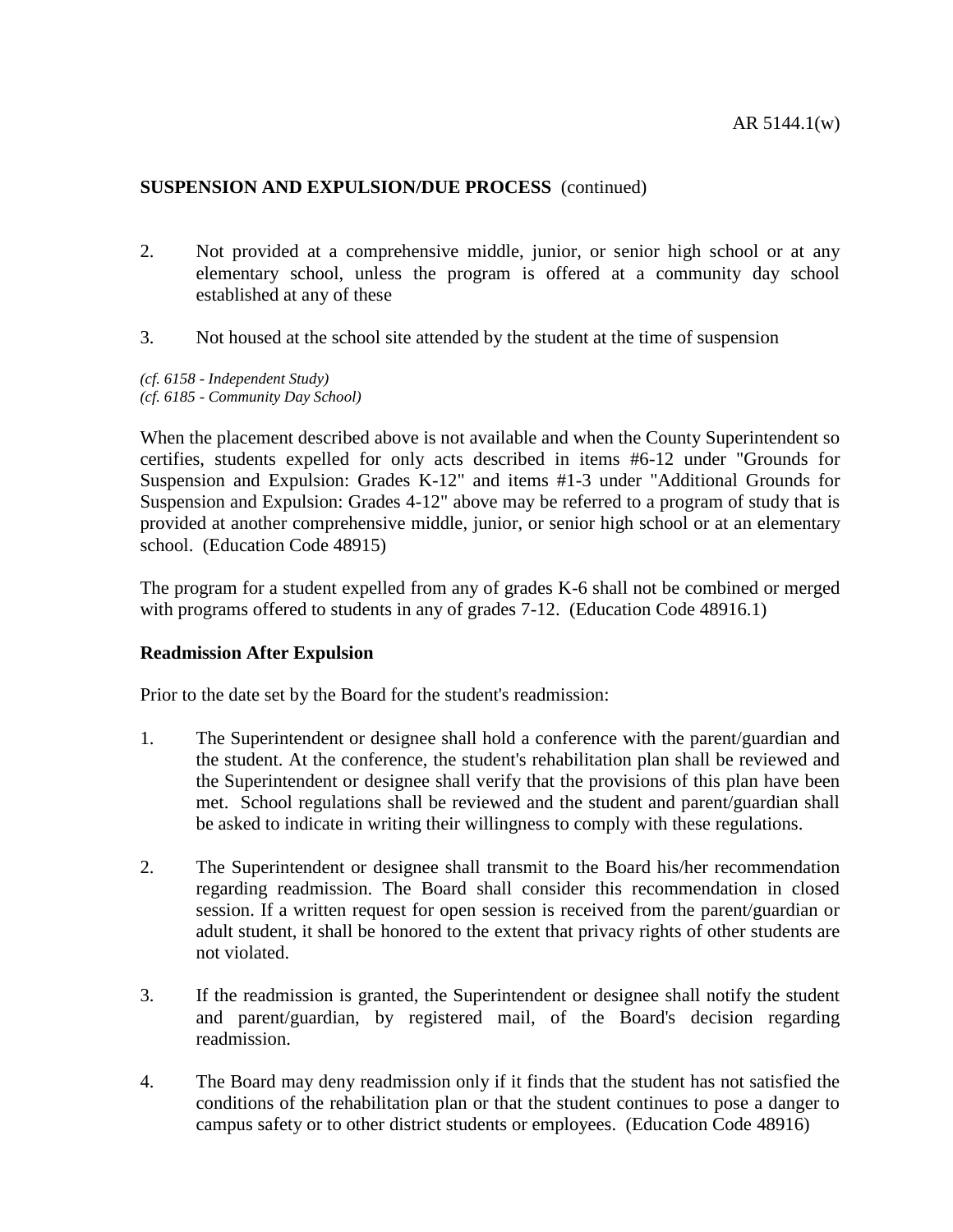2. Not provided at a comprehensive middle, junior, or senior high school or at any elementary school, unless the program is offered at a community day school established at any of these

3. Not housed at the school site attended by the student at the time of suspension

*(cf. 6158 - Independent Study)*
*(cf. 6185 - Community Day School)*

When the placement described above is not available and when the County Superintendent so certifies, students expelled for only acts described in items #6-12 under "Grounds for Suspension and Expulsion: Grades K-12" and items #1-3 under "Additional Grounds for Suspension and Expulsion: Grades 4-12" above may be referred to a program of study that is provided at another comprehensive middle, junior, or senior high school or at an elementary school. (Education Code 48915)

The program for a student expelled from any of grades K-6 shall not be combined or merged with programs offered to students in any of grades 7-12. (Education Code 48916.1)

**Readmission After Expulsion**

Prior to the date set by the Board for the student's readmission:

1. The Superintendent or designee shall hold a conference with the parent/guardian and the student. At the conference, the student's rehabilitation plan shall be reviewed and the Superintendent or designee shall verify that the provisions of this plan have been met. School regulations shall be reviewed and the student and parent/guardian shall be asked to indicate in writing their willingness to comply with these regulations.

2. The Superintendent or designee shall transmit to the Board his/her recommendation regarding readmission. The Board shall consider this recommendation in closed session. If a written request for open session is received from the parent/guardian or adult student, it shall be honored to the extent that privacy rights of other students are not violated.

3. If the readmission is granted, the Superintendent or designee shall notify the student and parent/guardian, by registered mail, of the Board's decision regarding readmission.

4. The Board may deny readmission only if it finds that the student has not satisfied the conditions of the rehabilitation plan or that the student continues to pose a danger to campus safety or to other district students or employees. (Education Code 48916)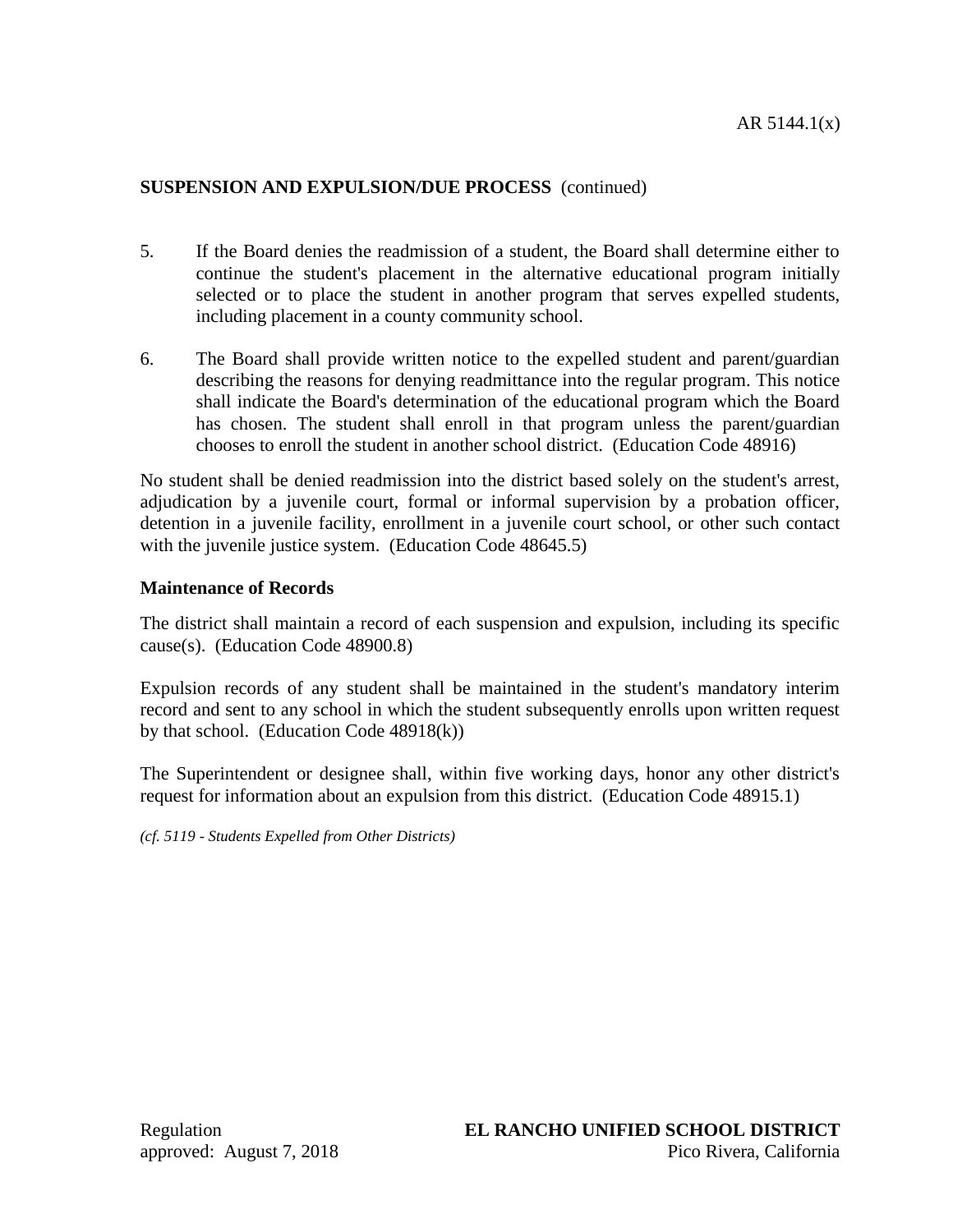5. If the Board denies the readmission of a student, the Board shall determine either to continue the student's placement in the alternative educational program initially selected or to place the student in another program that serves expelled students, including placement in a county community school.

6. The Board shall provide written notice to the expelled student and parent/guardian describing the reasons for denying readmittance into the regular program. This notice shall indicate the Board's determination of the educational program which the Board has chosen. The student shall enroll in that program unless the parent/guardian chooses to enroll the student in another school district. (Education Code 48916)

No student shall be denied readmission into the district based solely on the student's arrest, adjudication by a juvenile court, formal or informal supervision by a probation officer, detention in a juvenile facility, enrollment in a juvenile court school, or other such contact with the juvenile justice system. (Education Code 48645.5)

**Maintenance of Records**

The district shall maintain a record of each suspension and expulsion, including its specific cause(s). (Education Code 48900.8)

Expulsion records of any student shall be maintained in the student's mandatory interim record and sent to any school in which the student subsequently enrolls upon written request by that school. (Education Code 48918(k))

The Superintendent or designee shall, within five working days, honor any other district's request for information about an expulsion from this district. (Education Code 48915.1)

*(cf. 5119 - Students Expelled from Other Districts)*

Regulation approved: August 7, 2018

**EL RANCHO UNIFIED SCHOOL DISTRICT**
Pico Rivera, California